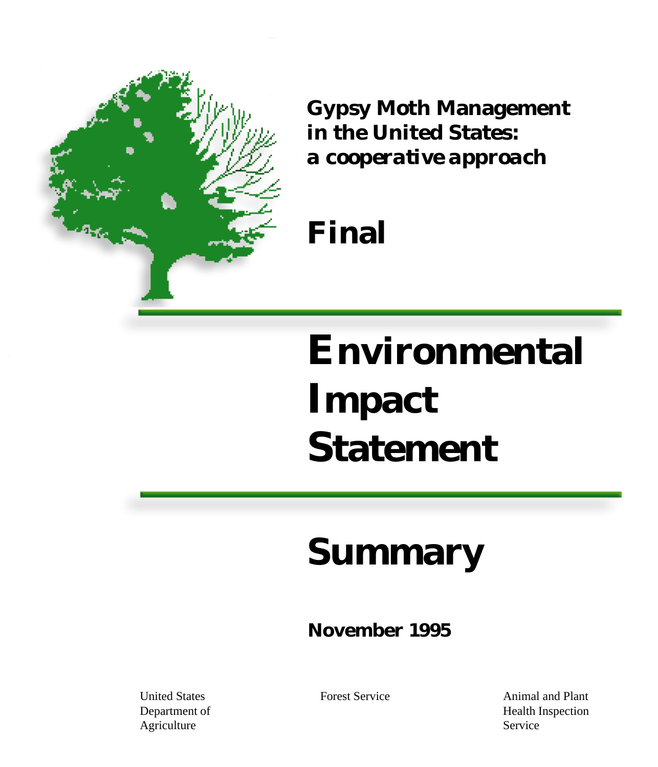# Gypsy Moth Management in the United States: a cooperative approach

## Final

# Environmental Impact Statement

## Summary

**November 1995**

United States Department of Agriculture

Forest Service

Animal and Plant Health Inspection Service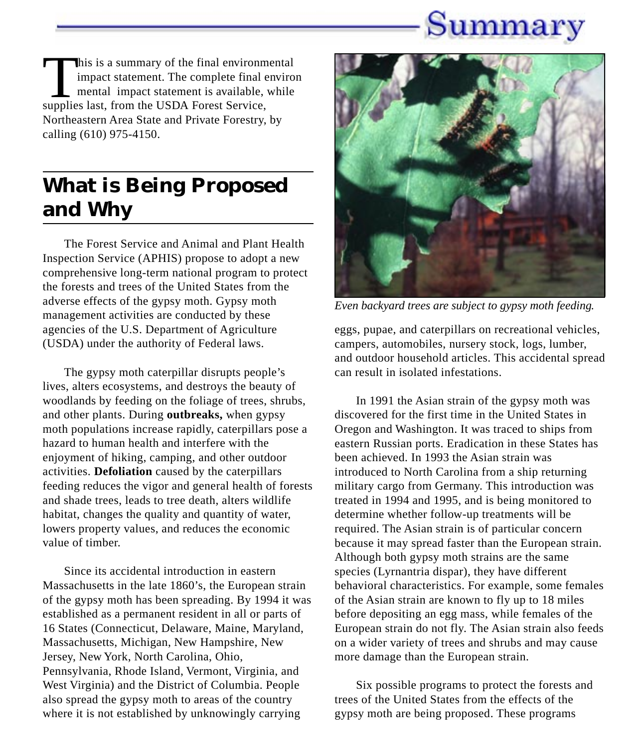# Summary

This is a summary of the final environmental impact statement. The complete final environ mental impact statement is available, while supplies last, from the USDA Forest Service, Northeastern Area State and Private Forestry, by calling (610) 975-4150.

## What is Being Proposed and Why

The Forest Service and Animal and Plant Health Inspection Service (APHIS) propose to adopt a new comprehensive long-term national program to protect the forests and trees of the United States from the adverse effects of the gypsy moth. Gypsy moth management activities are conducted by these agencies of the U.S. Department of Agriculture (USDA) under the authority of Federal laws.

The gypsy moth caterpillar disrupts people's lives, alters ecosystems, and destroys the beauty of woodlands by feeding on the foliage of trees, shrubs, and other plants. During **outbreaks,** when gypsy moth populations increase rapidly, caterpillars pose a hazard to human health and interfere with the enjoyment of hiking, camping, and other outdoor activities. **Defoliation** caused by the caterpillars feeding reduces the vigor and general health of forests and shade trees, leads to tree death, alters wildlife habitat, changes the quality and quantity of water, lowers property values, and reduces the economic value of timber.

Since its accidental introduction in eastern Massachusetts in the late 1860's, the European strain of the gypsy moth has been spreading. By 1994 it was established as a permanent resident in all or parts of 16 States (Connecticut, Delaware, Maine, Maryland, Massachusetts, Michigan, New Hampshire, New Jersey, New York, North Carolina, Ohio, Pennsylvania, Rhode Island, Vermont, Virginia, and West Virginia) and the District of Columbia. People also spread the gypsy moth to areas of the country where it is not established by unknowingly carrying eggs, pupae, and caterpillars on recreational vehicles, campers, automobiles, nursery stock, logs, lumber, and outdoor household articles. This accidental spread can result in isolated infestations.

*Even backyard trees are subject to gypsy moth feeding.*

In 1991 the Asian strain of the gypsy moth was discovered for the first time in the United States in Oregon and Washington. It was traced to ships from eastern Russian ports. Eradication in these States has been achieved. In 1993 the Asian strain was introduced to North Carolina from a ship returning military cargo from Germany. This introduction was treated in 1994 and 1995, and is being monitored to determine whether follow-up treatments will be required. The Asian strain is of particular concern because it may spread faster than the European strain. Although both gypsy moth strains are the same species (Lyrnantria dispar), they have different behavioral characteristics. For example, some females of the Asian strain are known to fly up to 18 miles before depositing an egg mass, while females of the European strain do not fly. The Asian strain also feeds on a wider variety of trees and shrubs and may cause more damage than the European strain.

Six possible programs to protect the forests and trees of the United States from the effects of the gypsy moth are being proposed. These programs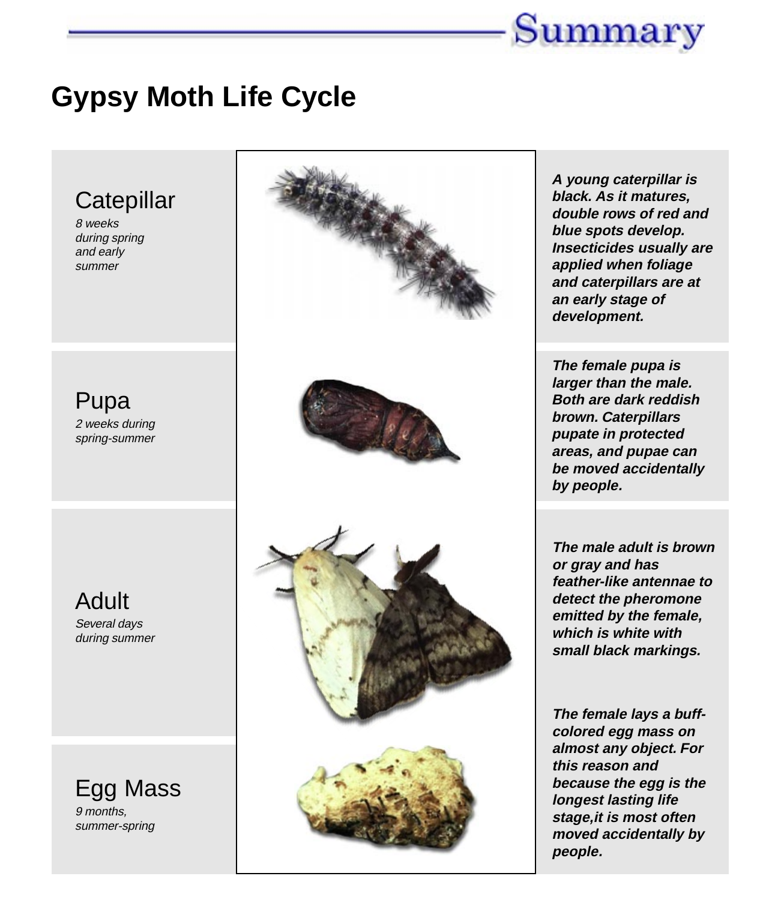# Summary

## Gypsy Moth Life Cycle

| Stage | Description |
| --- | --- |
| Catepillar<br>*8 weeks during spring and early summer* | ***A young caterpillar is black. As it matures, double rows of red and blue spots develop. Insecticides usually are applied when foliage and caterpillars are at an early stage of development.*** |
| Pupa<br>*2 weeks during spring-summer* | ***The female pupa is larger than the male. Both are dark reddish brown. Caterpillars pupate in protected areas, and pupae can be moved accidentally by people.*** |
| Adult<br>*Several days during summer* | ***The male adult is brown or gray and has feather-like antennae to detect the pheromone emitted by the female, which is white with small black markings.*** |
| Egg Mass<br>*9 months, summer-spring* | ***The female lays a buff-colored egg mass on almost any object. For this reason and because the egg is the longest lasting life stage,it is most often moved accidentally by people.*** |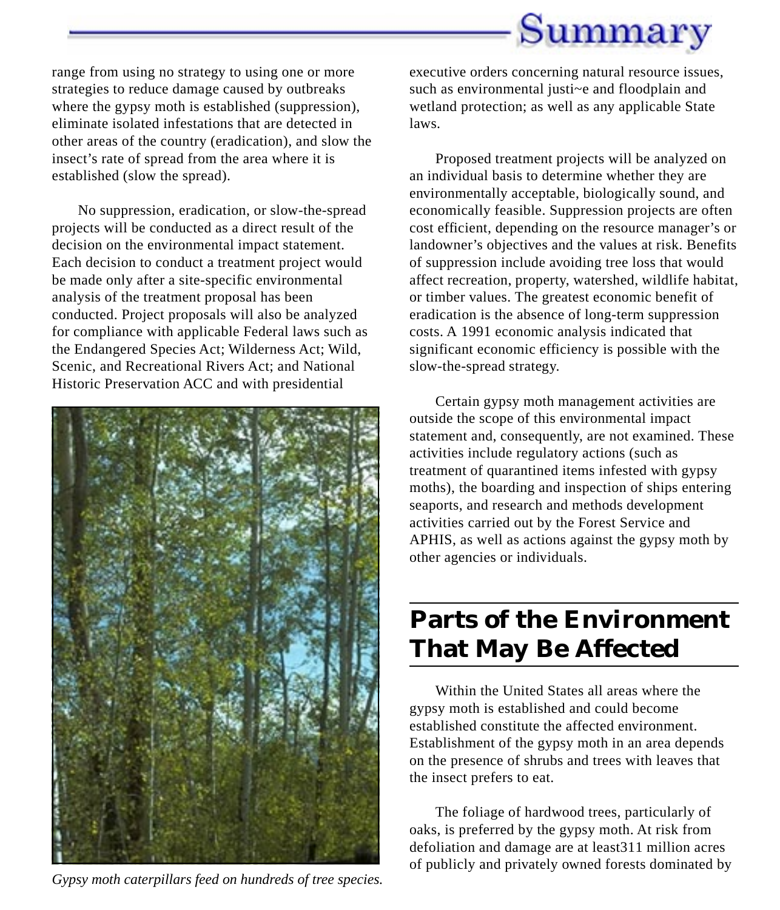range from using no strategy to using one or more strategies to reduce damage caused by outbreaks where the gypsy moth is established (suppression), eliminate isolated infestations that are detected in other areas of the country (eradication), and slow the insect's rate of spread from the area where it is established (slow the spread).

No suppression, eradication, or slow-the-spread projects will be conducted as a direct result of the decision on the environmental impact statement. Each decision to conduct a treatment project would be made only after a site-specific environmental analysis of the treatment proposal has been conducted. Project proposals will also be analyzed for compliance with applicable Federal laws such as the Endangered Species Act; Wilderness Act; Wild, Scenic, and Recreational Rivers Act; and National Historic Preservation ACC and with presidential executive orders concerning natural resource issues, such as environmental justi~e and floodplain and wetland protection; as well as any applicable State laws.

*Gypsy moth caterpillars feed on hundreds of tree species.*

Proposed treatment projects will be analyzed on an individual basis to determine whether they are environmentally acceptable, biologically sound, and economically feasible. Suppression projects are often cost efficient, depending on the resource manager's or landowner's objectives and the values at risk. Benefits of suppression include avoiding tree loss that would affect recreation, property, watershed, wildlife habitat, or timber values. The greatest economic benefit of eradication is the absence of long-term suppression costs. A 1991 economic analysis indicated that significant economic efficiency is possible with the slow-the-spread strategy.

Certain gypsy moth management activities are outside the scope of this environmental impact statement and, consequently, are not examined. These activities include regulatory actions (such as treatment of quarantined items infested with gypsy moths), the boarding and inspection of ships entering seaports, and research and methods development activities carried out by the Forest Service and APHIS, as well as actions against the gypsy moth by other agencies or individuals.

## Parts of the Environment That May Be Affected

Within the United States all areas where the gypsy moth is established and could become established constitute the affected environment. Establishment of the gypsy moth in an area depends on the presence of shrubs and trees with leaves that the insect prefers to eat.

The foliage of hardwood trees, particularly of oaks, is preferred by the gypsy moth. At risk from defoliation and damage are at least311 million acres of publicly and privately owned forests dominated by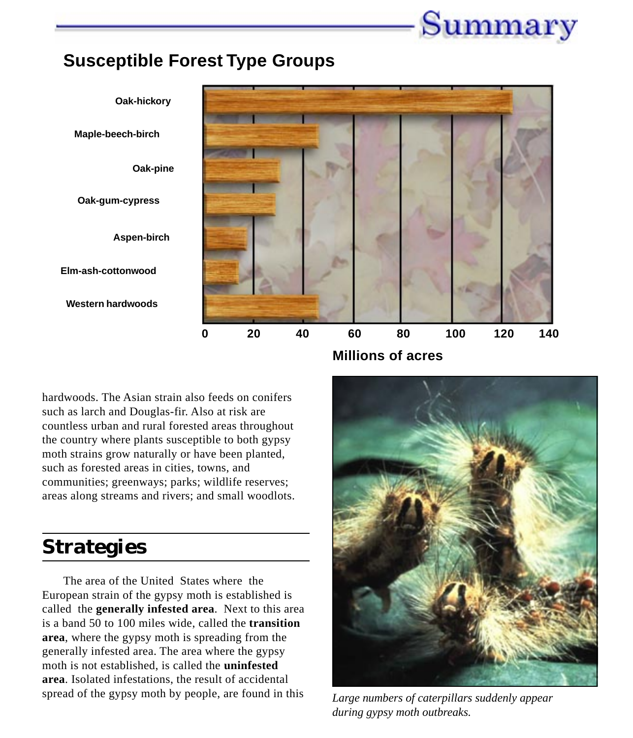## Susceptible Forest Type Groups

Oak-hickory
Maple-beech-birch
Oak-pine
Oak-gum-cypress
Aspen-birch
Elm-ash-cottonwood
Western hardwoods

0 20 40 60 80 100 120 140

Millions of acres

hardwoods. The Asian strain also feeds on conifers such as larch and Douglas-fir. Also at risk are countless urban and rural forested areas throughout the country where plants susceptible to both gypsy moth strains grow naturally or have been planted, such as forested areas in cities, towns, and communities; greenways; parks; wildlife reserves; areas along streams and rivers; and small woodlots.

## Strategies

The area of the United States where the European strain of the gypsy moth is established is called the **generally infested area**. Next to this area is a band 50 to 100 miles wide, called the **transition area**, where the gypsy moth is spreading from the generally infested area. The area where the gypsy moth is not established, is called the **uninfested area**. Isolated infestations, the result of accidental spread of the gypsy moth by people, are found in this

*Large numbers of caterpillars suddenly appear during gypsy moth outbreaks.*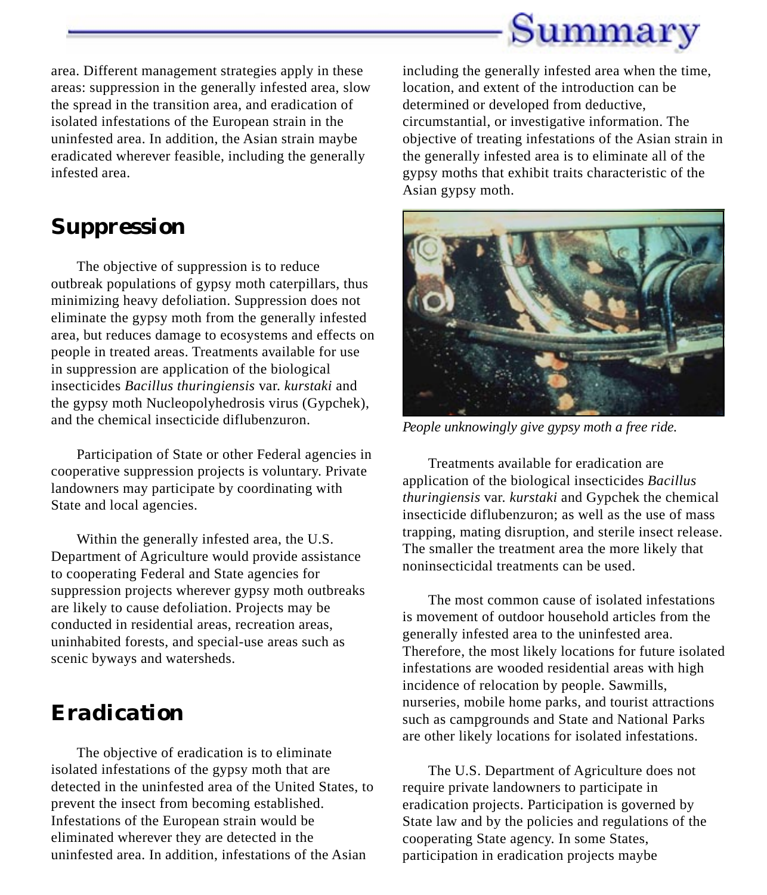area. Different management strategies apply in these areas: suppression in the generally infested area, slow the spread in the transition area, and eradication of isolated infestations of the European strain in the uninfested area. In addition, the Asian strain maybe eradicated wherever feasible, including the generally infested area.

## Suppression

The objective of suppression is to reduce outbreak populations of gypsy moth caterpillars, thus minimizing heavy defoliation. Suppression does not eliminate the gypsy moth from the generally infested area, but reduces damage to ecosystems and effects on people in treated areas. Treatments available for use in suppression are application of the biological insecticides *Bacillus thuringiensis* var. *kurstaki* and the gypsy moth Nucleopolyhedrosis virus (Gypchek), and the chemical insecticide diflubenzuron.

Participation of State or other Federal agencies in cooperative suppression projects is voluntary. Private landowners may participate by coordinating with State and local agencies.

Within the generally infested area, the U.S. Department of Agriculture would provide assistance to cooperating Federal and State agencies for suppression projects wherever gypsy moth outbreaks are likely to cause defoliation. Projects may be conducted in residential areas, recreation areas, uninhabited forests, and special-use areas such as scenic byways and watersheds.

## Eradication

The objective of eradication is to eliminate isolated infestations of the gypsy moth that are detected in the uninfested area of the United States, to prevent the insect from becoming established. Infestations of the European strain would be eliminated wherever they are detected in the uninfested area. In addition, infestations of the Asian including the generally infested area when the time, location, and extent of the introduction can be determined or developed from deductive, circumstantial, or investigative information. The objective of treating infestations of the Asian strain in the generally infested area is to eliminate all of the gypsy moths that exhibit traits characteristic of the Asian gypsy moth.

*People unknowingly give gypsy moth a free ride.*

Treatments available for eradication are application of the biological insecticides *Bacillus thuringiensis* var. *kurstaki* and Gypchek the chemical insecticide diflubenzuron; as well as the use of mass trapping, mating disruption, and sterile insect release. The smaller the treatment area the more likely that noninsecticidal treatments can be used.

The most common cause of isolated infestations is movement of outdoor household articles from the generally infested area to the uninfested area. Therefore, the most likely locations for future isolated infestations are wooded residential areas with high incidence of relocation by people. Sawmills, nurseries, mobile home parks, and tourist attractions such as campgrounds and State and National Parks are other likely locations for isolated infestations.

The U.S. Department of Agriculture does not require private landowners to participate in eradication projects. Participation is governed by State law and by the policies and regulations of the cooperating State agency. In some States, participation in eradication projects maybe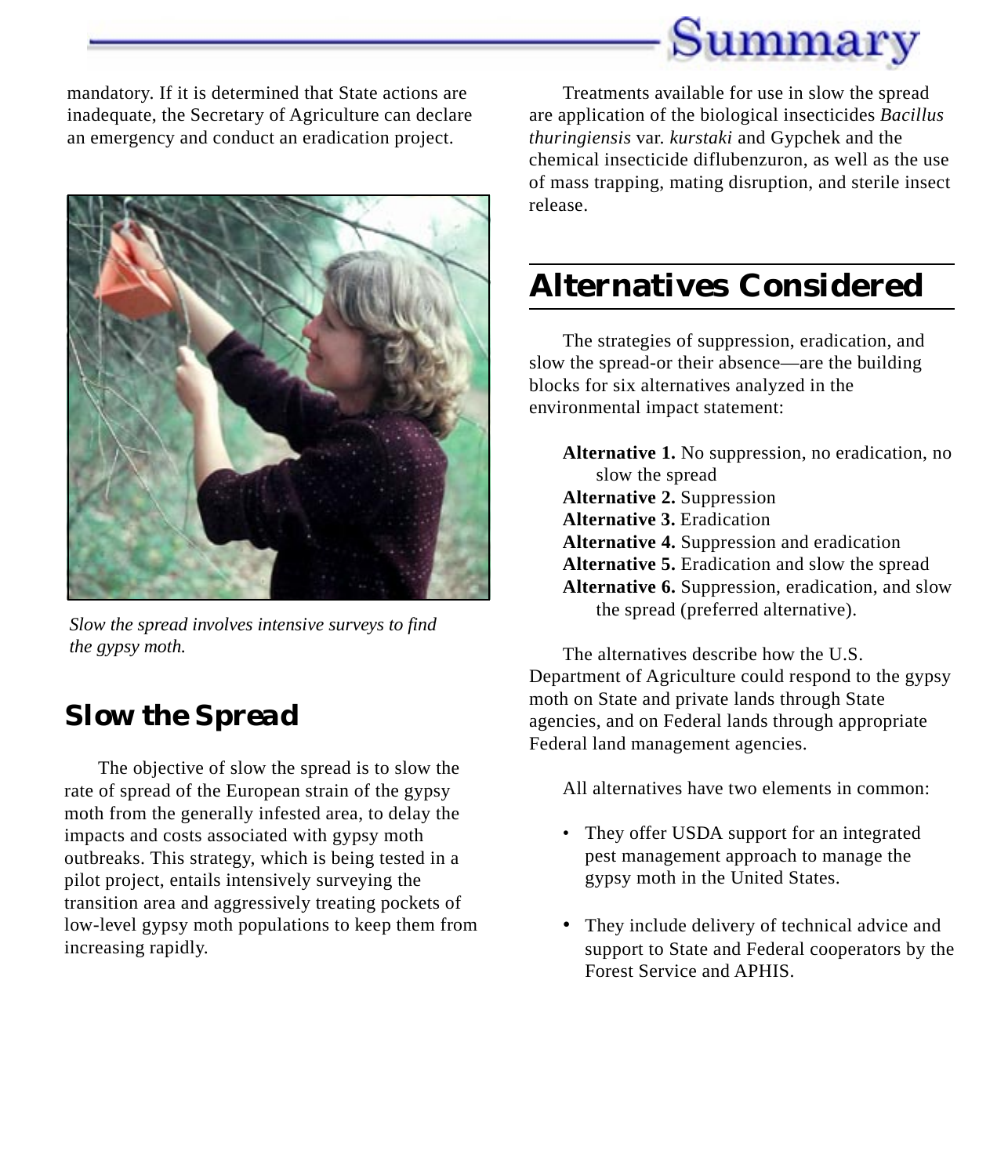mandatory. If it is determined that State actions are inadequate, the Secretary of Agriculture can declare an emergency and conduct an eradication project.

*Slow the spread involves intensive surveys to find the gypsy moth.*

## Slow the Spread

The objective of slow the spread is to slow the rate of spread of the European strain of the gypsy moth from the generally infested area, to delay the impacts and costs associated with gypsy moth outbreaks. This strategy, which is being tested in a pilot project, entails intensively surveying the transition area and aggressively treating pockets of low-level gypsy moth populations to keep them from increasing rapidly.

Treatments available for use in slow the spread are application of the biological insecticides *Bacillus thuringiensis* var. *kurstaki* and Gypchek and the chemical insecticide diflubenzuron, as well as the use of mass trapping, mating disruption, and sterile insect release.

## Alternatives Considered

The strategies of suppression, eradication, and slow the spread-or their absence—are the building blocks for six alternatives analyzed in the environmental impact statement:

**Alternative 1.** No suppression, no eradication, no slow the spread
**Alternative 2.** Suppression
**Alternative 3.** Eradication
**Alternative 4.** Suppression and eradication
**Alternative 5.** Eradication and slow the spread
**Alternative 6.** Suppression, eradication, and slow the spread (preferred alternative).

The alternatives describe how the U.S. Department of Agriculture could respond to the gypsy moth on State and private lands through State agencies, and on Federal lands through appropriate Federal land management agencies.

All alternatives have two elements in common:

- They offer USDA support for an integrated pest management approach to manage the gypsy moth in the United States.
- They include delivery of technical advice and support to State and Federal cooperators by the Forest Service and APHIS.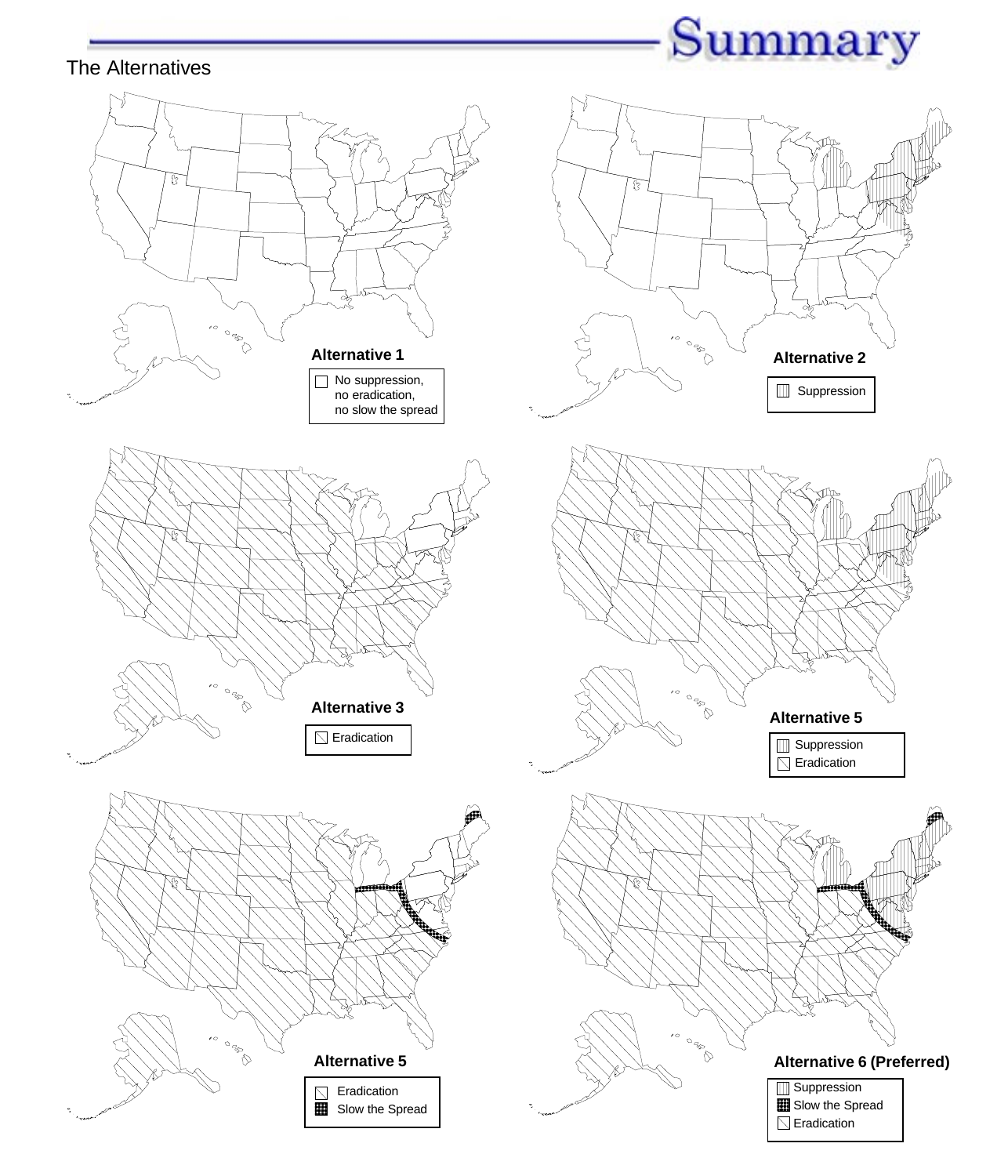## Summary

The Alternatives

**Alternative 1**

No suppression, no eradication, no slow the spread

**Alternative 2**

Suppression

**Alternative 3**

Eradication

**Alternative 5**

Suppression
Eradication

**Alternative 5**

Eradication
Slow the Spread

**Alternative 6 (Preferred)**

Suppression
Slow the Spread
Eradication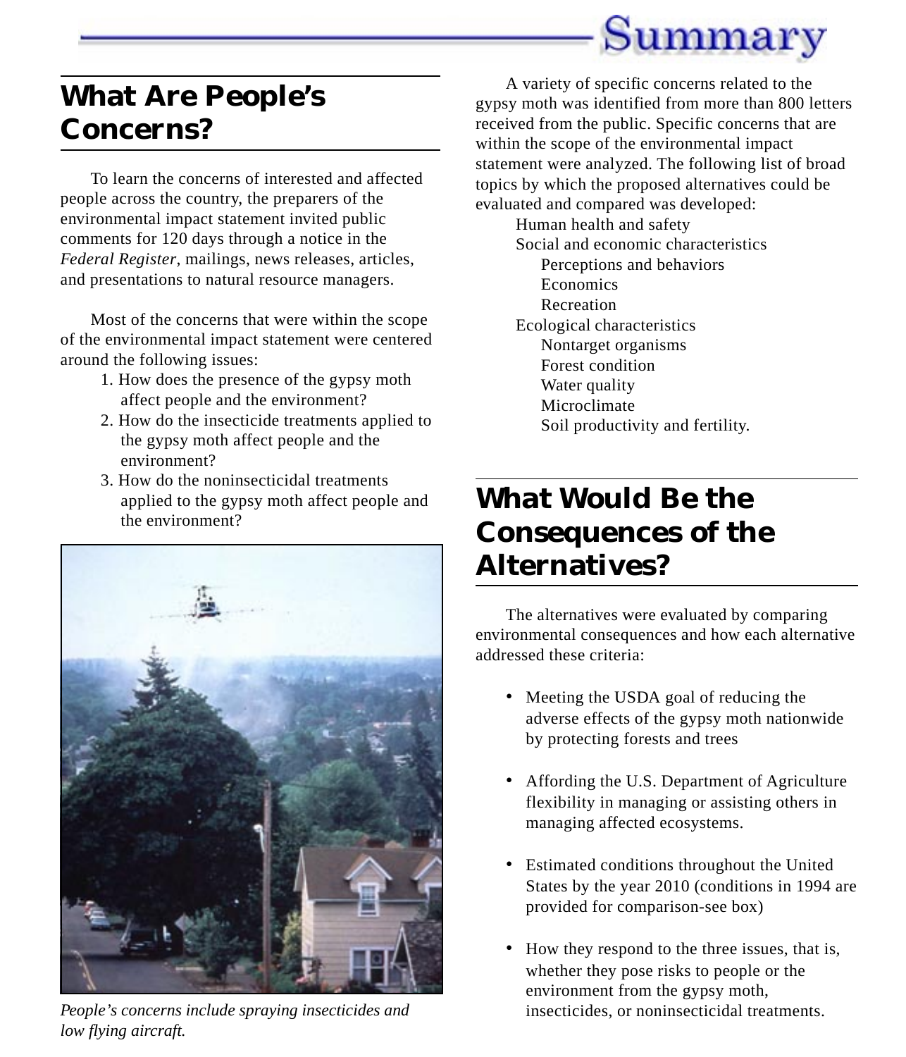## What Are People's Concerns?

To learn the concerns of interested and affected people across the country, the preparers of the environmental impact statement invited public comments for 120 days through a notice in the *Federal Register*, mailings, news releases, articles, and presentations to natural resource managers.

Most of the concerns that were within the scope of the environmental impact statement were centered around the following issues:

1. How does the presence of the gypsy moth affect people and the environment?
2. How do the insecticide treatments applied to the gypsy moth affect people and the environment?
3. How do the noninsecticidal treatments applied to the gypsy moth affect people and the environment?

*People's concerns include spraying insecticides and low flying aircraft.*

A variety of specific concerns related to the gypsy moth was identified from more than 800 letters received from the public. Specific concerns that are within the scope of the environmental impact statement were analyzed. The following list of broad topics by which the proposed alternatives could be evaluated and compared was developed:

- Human health and safety
- Social and economic characteristics
  - Perceptions and behaviors
  - Economics
  - Recreation
- Ecological characteristics
  - Nontarget organisms
  - Forest condition
  - Water quality
  - Microclimate
  - Soil productivity and fertility.

## What Would Be the Consequences of the Alternatives?

The alternatives were evaluated by comparing environmental consequences and how each alternative addressed these criteria:

- Meeting the USDA goal of reducing the adverse effects of the gypsy moth nationwide by protecting forests and trees
- Affording the U.S. Department of Agriculture flexibility in managing or assisting others in managing affected ecosystems.
- Estimated conditions throughout the United States by the year 2010 (conditions in 1994 are provided for comparison-see box)
- How they respond to the three issues, that is, whether they pose risks to people or the environment from the gypsy moth, insecticides, or noninsecticidal treatments.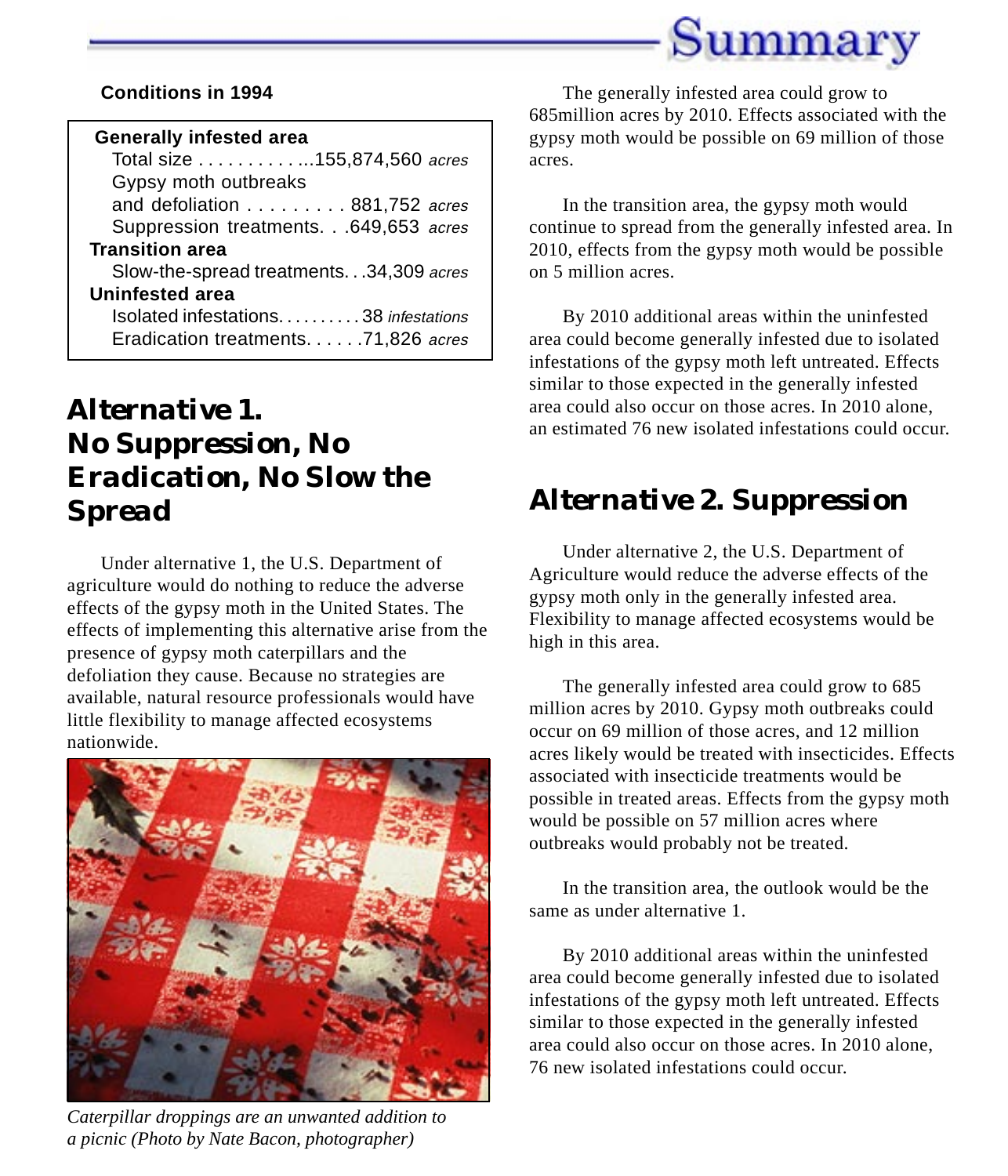# Summary

**Conditions in 1994**

| | |
|---|---|
| **Generally infested area** | |
| Total size | 155,874,560 *acres* |
| Gypsy moth outbreaks and defoliation | 881,752 *acres* |
| Suppression treatments | 649,653 *acres* |
| **Transition area** | |
| Slow-the-spread treatments | 34,309 *acres* |
| **Uninfested area** | |
| Isolated infestations | 38 *infestations* |
| Eradication treatments | 71,826 *acres* |

## Alternative 1. No Suppression, No Eradication, No Slow the Spread

Under alternative 1, the U.S. Department of agriculture would do nothing to reduce the adverse effects of the gypsy moth in the United States. The effects of implementing this alternative arise from the presence of gypsy moth caterpillars and the defoliation they cause. Because no strategies are available, natural resource professionals would have little flexibility to manage affected ecosystems nationwide.

*Caterpillar droppings are an unwanted addition to a picnic (Photo by Nate Bacon, photographer)*

The generally infested area could grow to 685million acres by 2010. Effects associated with the gypsy moth would be possible on 69 million of those acres.

In the transition area, the gypsy moth would continue to spread from the generally infested area. In 2010, effects from the gypsy moth would be possible on 5 million acres.

By 2010 additional areas within the uninfested area could become generally infested due to isolated infestations of the gypsy moth left untreated. Effects similar to those expected in the generally infested area could also occur on those acres. In 2010 alone, an estimated 76 new isolated infestations could occur.

## Alternative 2. Suppression

Under alternative 2, the U.S. Department of Agriculture would reduce the adverse effects of the gypsy moth only in the generally infested area. Flexibility to manage affected ecosystems would be high in this area.

The generally infested area could grow to 685 million acres by 2010. Gypsy moth outbreaks could occur on 69 million of those acres, and 12 million acres likely would be treated with insecticides. Effects associated with insecticide treatments would be possible in treated areas. Effects from the gypsy moth would be possible on 57 million acres where outbreaks would probably not be treated.

In the transition area, the outlook would be the same as under alternative 1.

By 2010 additional areas within the uninfested area could become generally infested due to isolated infestations of the gypsy moth left untreated. Effects similar to those expected in the generally infested area could also occur on those acres. In 2010 alone, 76 new isolated infestations could occur.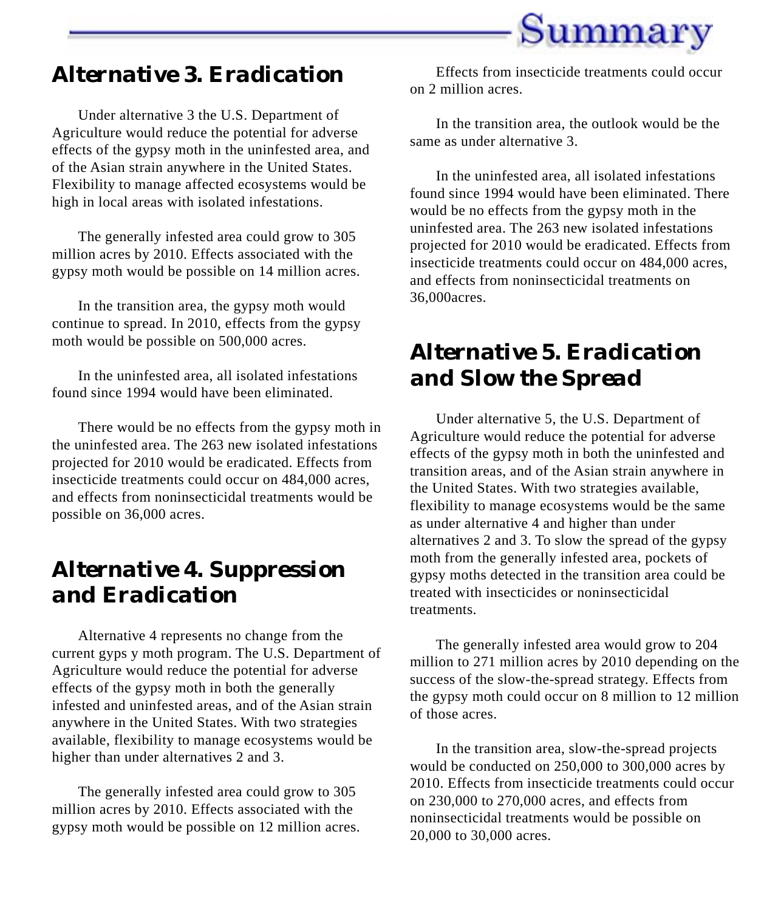## Alternative 3. Eradication

Under alternative 3 the U.S. Department of Agriculture would reduce the potential for adverse effects of the gypsy moth in the uninfested area, and of the Asian strain anywhere in the United States. Flexibility to manage affected ecosystems would be high in local areas with isolated infestations.

The generally infested area could grow to 305 million acres by 2010. Effects associated with the gypsy moth would be possible on 14 million acres.

In the transition area, the gypsy moth would continue to spread. In 2010, effects from the gypsy moth would be possible on 500,000 acres.

In the uninfested area, all isolated infestations found since 1994 would have been eliminated.

There would be no effects from the gypsy moth in the uninfested area. The 263 new isolated infestations projected for 2010 would be eradicated. Effects from insecticide treatments could occur on 484,000 acres, and effects from noninsecticidal treatments would be possible on 36,000 acres.

## Alternative 4. Suppression and Eradication

Alternative 4 represents no change from the current gyps y moth program. The U.S. Department of Agriculture would reduce the potential for adverse effects of the gypsy moth in both the generally infested and uninfested areas, and of the Asian strain anywhere in the United States. With two strategies available, flexibility to manage ecosystems would be higher than under alternatives 2 and 3.

The generally infested area could grow to 305 million acres by 2010. Effects associated with the gypsy moth would be possible on 12 million acres.

Effects from insecticide treatments could occur on 2 million acres.

In the transition area, the outlook would be the same as under alternative 3.

In the uninfested area, all isolated infestations found since 1994 would have been eliminated. There would be no effects from the gypsy moth in the uninfested area. The 263 new isolated infestations projected for 2010 would be eradicated. Effects from insecticide treatments could occur on 484,000 acres, and effects from noninsecticidal treatments on 36,000acres.

## Alternative 5. Eradication and Slow the Spread

Under alternative 5, the U.S. Department of Agriculture would reduce the potential for adverse effects of the gypsy moth in both the uninfested and transition areas, and of the Asian strain anywhere in the United States. With two strategies available, flexibility to manage ecosystems would be the same as under alternative 4 and higher than under alternatives 2 and 3. To slow the spread of the gypsy moth from the generally infested area, pockets of gypsy moths detected in the transition area could be treated with insecticides or noninsecticidal treatments.

The generally infested area would grow to 204 million to 271 million acres by 2010 depending on the success of the slow-the-spread strategy. Effects from the gypsy moth could occur on 8 million to 12 million of those acres.

In the transition area, slow-the-spread projects would be conducted on 250,000 to 300,000 acres by 2010. Effects from insecticide treatments could occur on 230,000 to 270,000 acres, and effects from noninsecticidal treatments would be possible on 20,000 to 30,000 acres.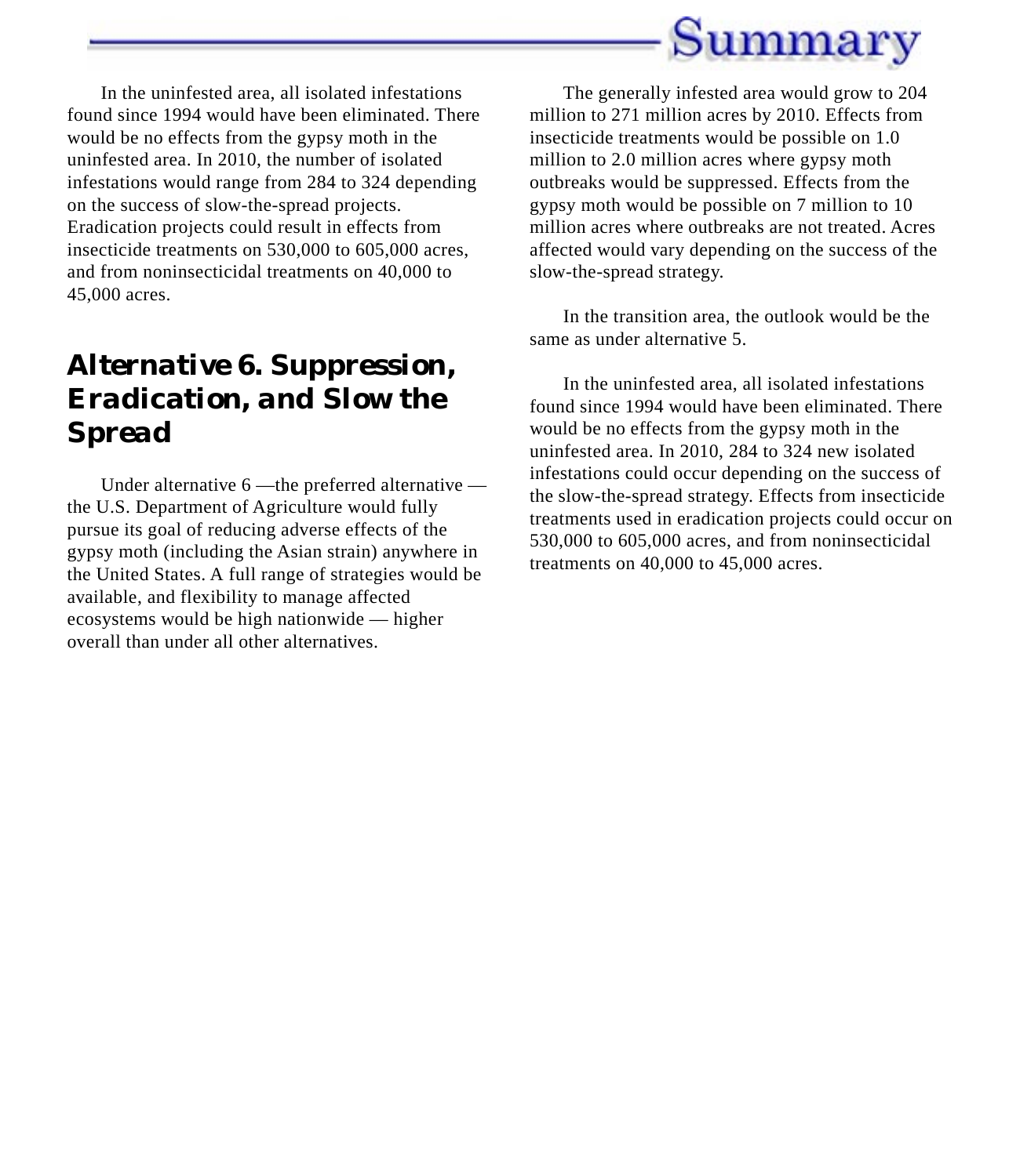In the uninfested area, all isolated infestations found since 1994 would have been eliminated. There would be no effects from the gypsy moth in the uninfested area. In 2010, the number of isolated infestations would range from 284 to 324 depending on the success of slow-the-spread projects. Eradication projects could result in effects from insecticide treatments on 530,000 to 605,000 acres, and from noninsecticidal treatments on 40,000 to 45,000 acres.

## Alternative 6. Suppression, Eradication, and Slow the Spread

Under alternative 6 —the preferred alternative — the U.S. Department of Agriculture would fully pursue its goal of reducing adverse effects of the gypsy moth (including the Asian strain) anywhere in the United States. A full range of strategies would be available, and flexibility to manage affected ecosystems would be high nationwide — higher overall than under all other alternatives.

The generally infested area would grow to 204 million to 271 million acres by 2010. Effects from insecticide treatments would be possible on 1.0 million to 2.0 million acres where gypsy moth outbreaks would be suppressed. Effects from the gypsy moth would be possible on 7 million to 10 million acres where outbreaks are not treated. Acres affected would vary depending on the success of the slow-the-spread strategy.

In the transition area, the outlook would be the same as under alternative 5.

In the uninfested area, all isolated infestations found since 1994 would have been eliminated. There would be no effects from the gypsy moth in the uninfested area. In 2010, 284 to 324 new isolated infestations could occur depending on the success of the slow-the-spread strategy. Effects from insecticide treatments used in eradication projects could occur on 530,000 to 605,000 acres, and from noninsecticidal treatments on 40,000 to 45,000 acres.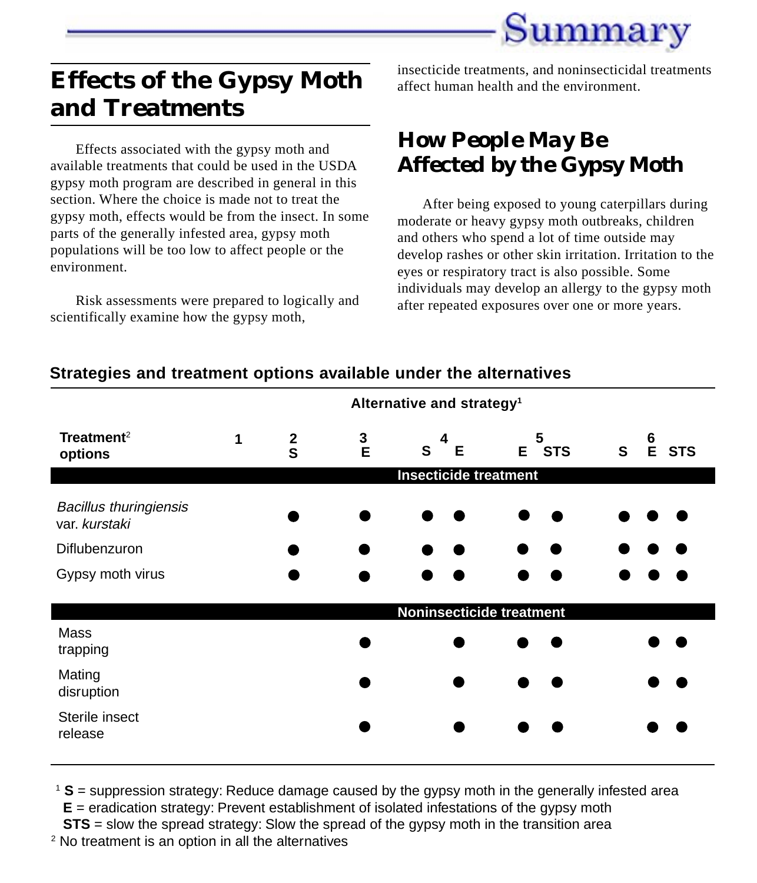## Effects of the Gypsy Moth and Treatments

Effects associated with the gypsy moth and available treatments that could be used in the USDA gypsy moth program are described in general in this section. Where the choice is made not to treat the gypsy moth, effects would be from the insect. In some parts of the generally infested area, gypsy moth populations will be too low to affect people or the environment.

Risk assessments were prepared to logically and scientifically examine how the gypsy moth, insecticide treatments, and noninsecticidal treatments affect human health and the environment.

## How People May Be Affected by the Gypsy Moth

After being exposed to young caterpillars during moderate or heavy gypsy moth outbreaks, children and others who spend a lot of time outside may develop rashes or other skin irritation. Irritation to the eyes or respiratory tract is also possible. Some individuals may develop an allergy to the gypsy moth after repeated exposures over one or more years.

**Strategies and treatment options available under the alternatives**

| Treatment[2] options | Alternative and strategy[1] | | | | | | | | | |
|---|---|---|---|---|---|---|---|---|---|---|
| | 1 | 2 | 3 | 4 | | 5 | | 6 | | |
| | | S | E | S | E | E | STS | S | E | STS |
| **Insecticide treatment** | | | | | | | | | | |
| *Bacillus thuringiensis* var. *kurstaki* | | ● | ● | ● | ● | ● | ● | ● | ● | ● |
| Diflubenzuron | | ● | ● | ● | ● | ● | ● | ● | ● | ● |
| Gypsy moth virus | | ● | ● | ● | ● | ● | ● | ● | ● | ● |
| **Noninsecticide treatment** | | | | | | | | | | |
| Mass trapping | | | ● | | ● | ● | ● | | ● | ● |
| Mating disruption | | | ● | | ● | ● | ● | | ● | ● |
| Sterile insect release | | | ● | | ● | ● | ● | | ● | ● |

[1] **S** = suppression strategy: Reduce damage caused by the gypsy moth in the generally infested area
**E** = eradication strategy: Prevent establishment of isolated infestations of the gypsy moth
**STS** = slow the spread strategy: Slow the spread of the gypsy moth in the transition area

[2] No treatment is an option in all the alternatives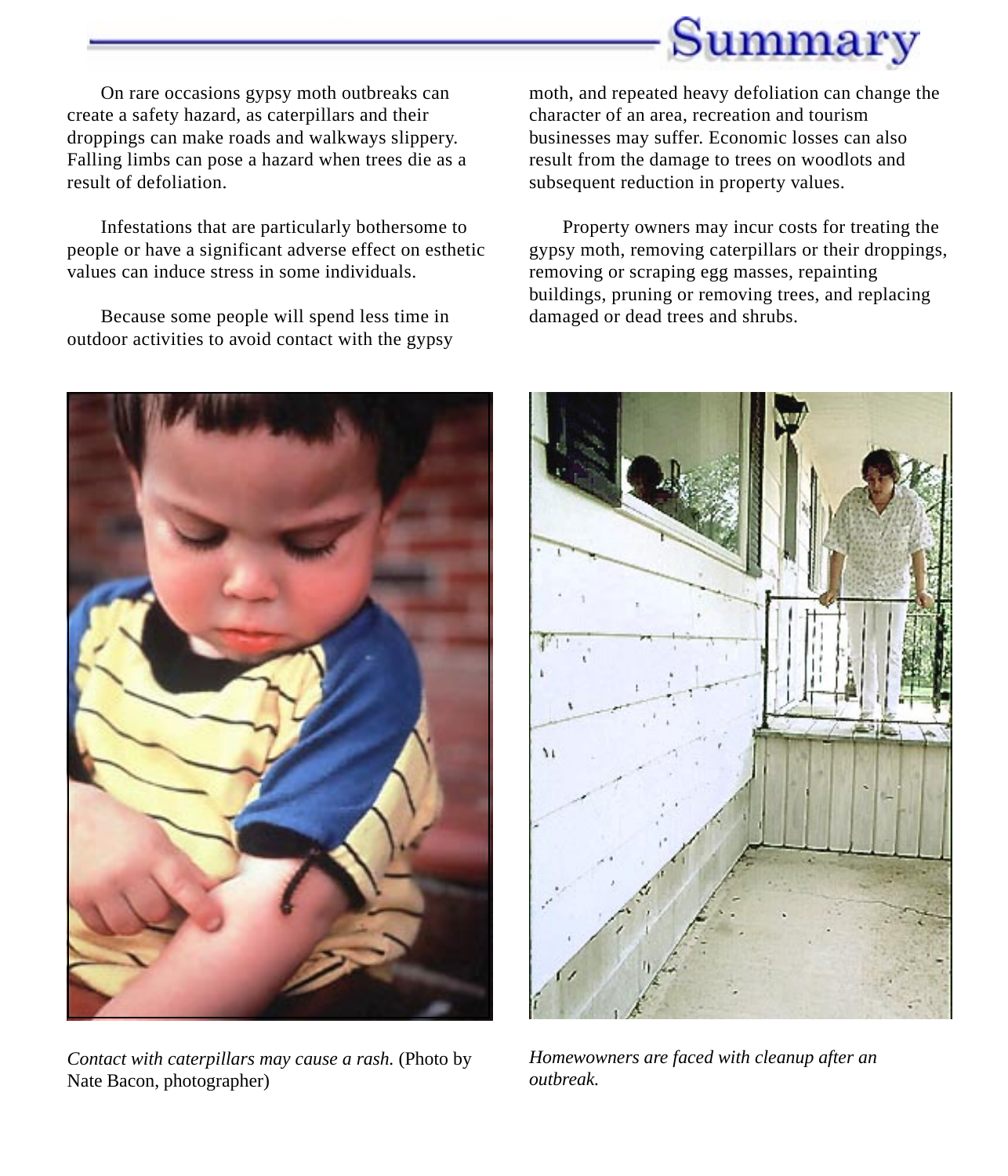# Summary

On rare occasions gypsy moth outbreaks can create a safety hazard, as caterpillars and their droppings can make roads and walkways slippery. Falling limbs can pose a hazard when trees die as a result of defoliation.

Infestations that are particularly bothersome to people or have a significant adverse effect on esthetic values can induce stress in some individuals.

Because some people will spend less time in outdoor activities to avoid contact with the gypsy moth, and repeated heavy defoliation can change the character of an area, recreation and tourism businesses may suffer. Economic losses can also result from the damage to trees on woodlots and subsequent reduction in property values.

Property owners may incur costs for treating the gypsy moth, removing caterpillars or their droppings, removing or scraping egg masses, repainting buildings, pruning or removing trees, and replacing damaged or dead trees and shrubs.

*Contact with caterpillars may cause a rash.* (Photo by Nate Bacon, photographer)

*Homewowners are faced with cleanup after an outbreak.*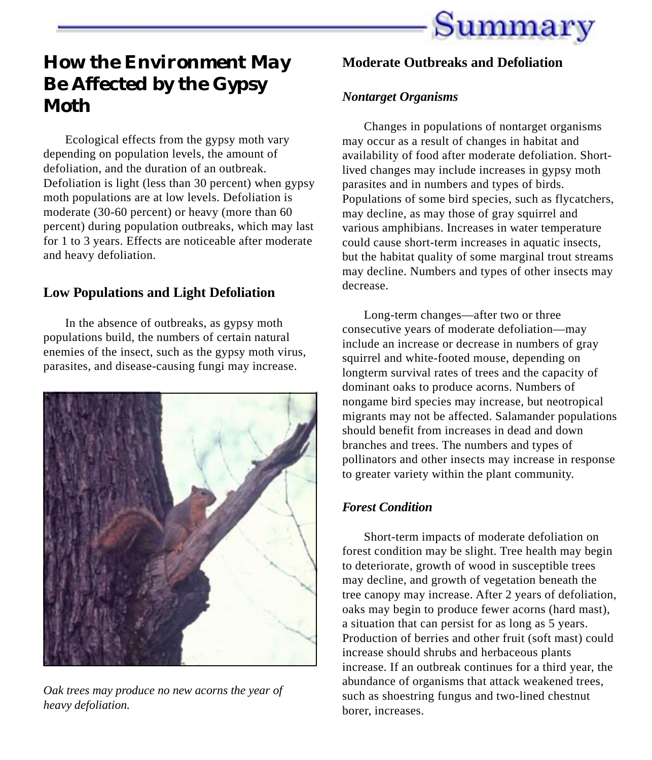# How the Environment May Be Affected by the Gypsy Moth

Ecological effects from the gypsy moth vary depending on population levels, the amount of defoliation, and the duration of an outbreak. Defoliation is light (less than 30 percent) when gypsy moth populations are at low levels. Defoliation is moderate (30-60 percent) or heavy (more than 60 percent) during population outbreaks, which may last for 1 to 3 years. Effects are noticeable after moderate and heavy defoliation.

## Low Populations and Light Defoliation

In the absence of outbreaks, as gypsy moth populations build, the numbers of certain natural enemies of the insect, such as the gypsy moth virus, parasites, and disease-causing fungi may increase.

*Oak trees may produce no new acorns the year of heavy defoliation.*

## Moderate Outbreaks and Defoliation

### *Nontarget Organisms*

Changes in populations of nontarget organisms may occur as a result of changes in habitat and availability of food after moderate defoliation. Short-lived changes may include increases in gypsy moth parasites and in numbers and types of birds. Populations of some bird species, such as flycatchers, may decline, as may those of gray squirrel and various amphibians. Increases in water temperature could cause short-term increases in aquatic insects, but the habitat quality of some marginal trout streams may decline. Numbers and types of other insects may decrease.

Long-term changes—after two or three consecutive years of moderate defoliation—may include an increase or decrease in numbers of gray squirrel and white-footed mouse, depending on longterm survival rates of trees and the capacity of dominant oaks to produce acorns. Numbers of nongame bird species may increase, but neotropical migrants may not be affected. Salamander populations should benefit from increases in dead and down branches and trees. The numbers and types of pollinators and other insects may increase in response to greater variety within the plant community.

### *Forest Condition*

Short-term impacts of moderate defoliation on forest condition may be slight. Tree health may begin to deteriorate, growth of wood in susceptible trees may decline, and growth of vegetation beneath the tree canopy may increase. After 2 years of defoliation, oaks may begin to produce fewer acorns (hard mast), a situation that can persist for as long as 5 years. Production of berries and other fruit (soft mast) could increase should shrubs and herbaceous plants increase. If an outbreak continues for a third year, the abundance of organisms that attack weakened trees, such as shoestring fungus and two-lined chestnut borer, increases.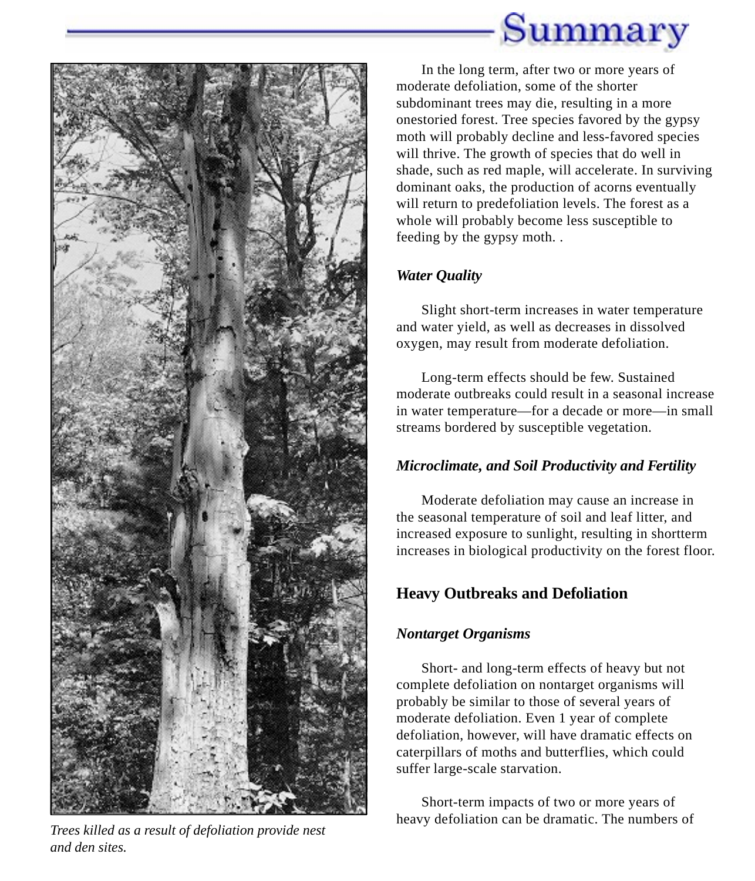In the long term, after two or more years of moderate defoliation, some of the shorter subdominant trees may die, resulting in a more onestoried forest. Tree species favored by the gypsy moth will probably decline and less-favored species will thrive. The growth of species that do well in shade, such as red maple, will accelerate. In surviving dominant oaks, the production of acorns eventually will return to predefoliation levels. The forest as a whole will probably become less susceptible to feeding by the gypsy moth. .

### *Water Quality*

Slight short-term increases in water temperature and water yield, as well as decreases in dissolved oxygen, may result from moderate defoliation.

Long-term effects should be few. Sustained moderate outbreaks could result in a seasonal increase in water temperature—for a decade or more—in small streams bordered by susceptible vegetation.

### *Microclimate, and Soil Productivity and Fertility*

Moderate defoliation may cause an increase in the seasonal temperature of soil and leaf litter, and increased exposure to sunlight, resulting in shortterm increases in biological productivity on the forest floor.

## Heavy Outbreaks and Defoliation

### *Nontarget Organisms*

Short- and long-term effects of heavy but not complete defoliation on nontarget organisms will probably be similar to those of several years of moderate defoliation. Even 1 year of complete defoliation, however, will have dramatic effects on caterpillars of moths and butterflies, which could suffer large-scale starvation.

Short-term impacts of two or more years of heavy defoliation can be dramatic. The numbers of

*Trees killed as a result of defoliation provide nest and den sites.*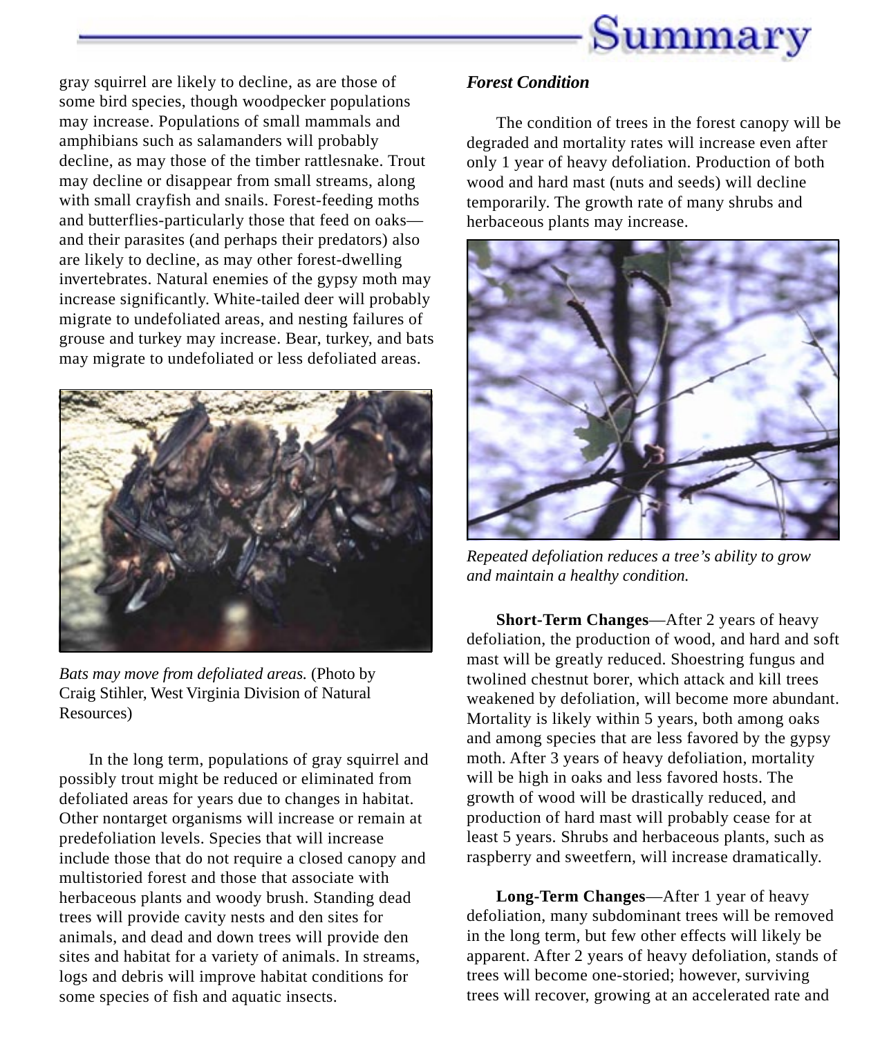gray squirrel are likely to decline, as are those of some bird species, though woodpecker populations may increase. Populations of small mammals and amphibians such as salamanders will probably decline, as may those of the timber rattlesnake. Trout may decline or disappear from small streams, along with small crayfish and snails. Forest-feeding moths and butterflies-particularly those that feed on oaks—and their parasites (and perhaps their predators) also are likely to decline, as may other forest-dwelling invertebrates. Natural enemies of the gypsy moth may increase significantly. White-tailed deer will probably migrate to undefoliated areas, and nesting failures of grouse and turkey may increase. Bear, turkey, and bats may migrate to undefoliated or less defoliated areas.

*Bats may move from defoliated areas.* (Photo by Craig Stihler, West Virginia Division of Natural Resources)

In the long term, populations of gray squirrel and possibly trout might be reduced or eliminated from defoliated areas for years due to changes in habitat. Other nontarget organisms will increase or remain at predefoliation levels. Species that will increase include those that do not require a closed canopy and multistoried forest and those that associate with herbaceous plants and woody brush. Standing dead trees will provide cavity nests and den sites for animals, and dead and down trees will provide den sites and habitat for a variety of animals. In streams, logs and debris will improve habitat conditions for some species of fish and aquatic insects.

### *Forest Condition*

The condition of trees in the forest canopy will be degraded and mortality rates will increase even after only 1 year of heavy defoliation. Production of both wood and hard mast (nuts and seeds) will decline temporarily. The growth rate of many shrubs and herbaceous plants may increase.

*Repeated defoliation reduces a tree's ability to grow and maintain a healthy condition.*

**Short-Term Changes**—After 2 years of heavy defoliation, the production of wood, and hard and soft mast will be greatly reduced. Shoestring fungus and twolined chestnut borer, which attack and kill trees weakened by defoliation, will become more abundant. Mortality is likely within 5 years, both among oaks and among species that are less favored by the gypsy moth. After 3 years of heavy defoliation, mortality will be high in oaks and less favored hosts. The growth of wood will be drastically reduced, and production of hard mast will probably cease for at least 5 years. Shrubs and herbaceous plants, such as raspberry and sweetfern, will increase dramatically.

**Long-Term Changes**—After 1 year of heavy defoliation, many subdominant trees will be removed in the long term, but few other effects will likely be apparent. After 2 years of heavy defoliation, stands of trees will become one-storied; however, surviving trees will recover, growing at an accelerated rate and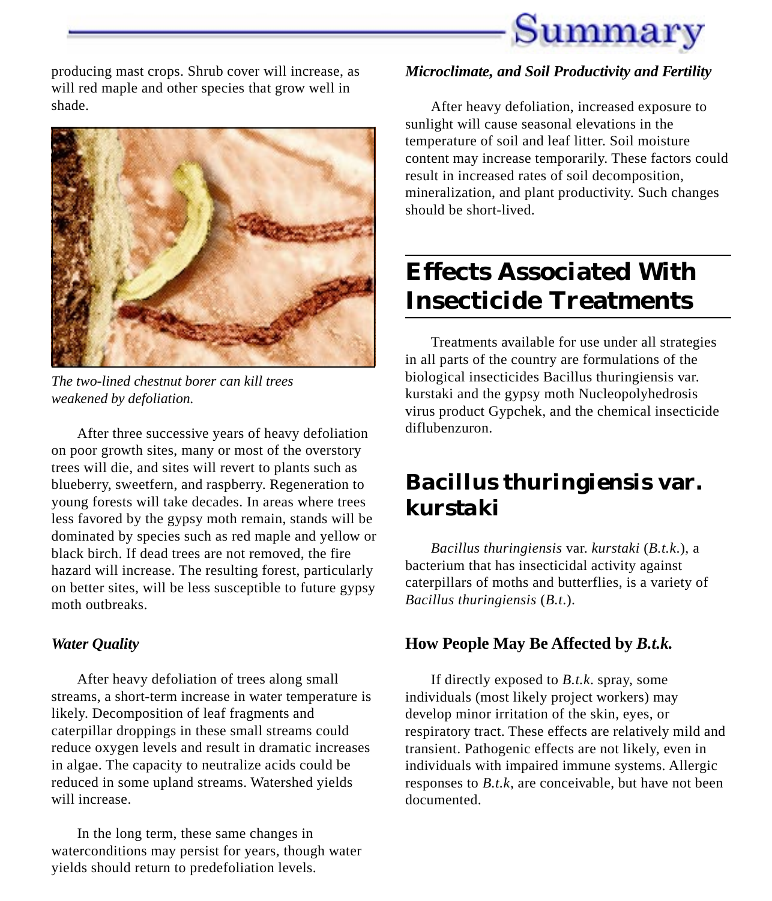producing mast crops. Shrub cover will increase, as will red maple and other species that grow well in shade.

*The two-lined chestnut borer can kill trees weakened by defoliation.*

After three successive years of heavy defoliation on poor growth sites, many or most of the overstory trees will die, and sites will revert to plants such as blueberry, sweetfern, and raspberry. Regeneration to young forests will take decades. In areas where trees less favored by the gypsy moth remain, stands will be dominated by species such as red maple and yellow or black birch. If dead trees are not removed, the fire hazard will increase. The resulting forest, particularly on better sites, will be less susceptible to future gypsy moth outbreaks.

#### *Water Quality*

After heavy defoliation of trees along small streams, a short-term increase in water temperature is likely. Decomposition of leaf fragments and caterpillar droppings in these small streams could reduce oxygen levels and result in dramatic increases in algae. The capacity to neutralize acids could be reduced in some upland streams. Watershed yields will increase.

In the long term, these same changes in waterconditions may persist for years, though water yields should return to predefoliation levels.

#### *Microclimate, and Soil Productivity and Fertility*

After heavy defoliation, increased exposure to sunlight will cause seasonal elevations in the temperature of soil and leaf litter. Soil moisture content may increase temporarily. These factors could result in increased rates of soil decomposition, mineralization, and plant productivity. Such changes should be short-lived.

## Effects Associated With Insecticide Treatments

Treatments available for use under all strategies in all parts of the country are formulations of the biological insecticides Bacillus thuringiensis var. kurstaki and the gypsy moth Nucleopolyhedrosis virus product Gypchek, and the chemical insecticide diflubenzuron.

## Bacillus thuringiensis var. kurstaki

*Bacillus thuringiensis* var. *kurstaki* (*B.t.k.*), a bacterium that has insecticidal activity against caterpillars of moths and butterflies, is a variety of *Bacillus thuringiensis* (*B.t.*).

### How People May Be Affected by *B.t.k.*

If directly exposed to *B.t.k.* spray, some individuals (most likely project workers) may develop minor irritation of the skin, eyes, or respiratory tract. These effects are relatively mild and transient. Pathogenic effects are not likely, even in individuals with impaired immune systems. Allergic responses to *B.t.k*, are conceivable, but have not been documented.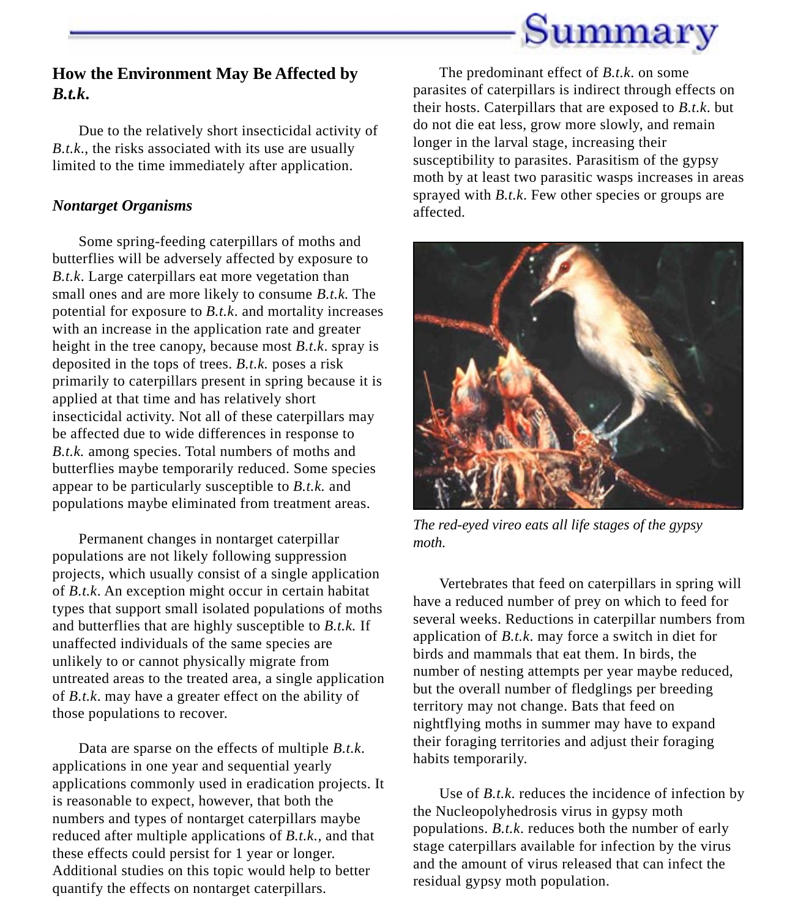## How the Environment May Be Affected by *B.t.k.*

Due to the relatively short insecticidal activity of *B.t.k.*, the risks associated with its use are usually limited to the time immediately after application.

### *Nontarget Organisms*

Some spring-feeding caterpillars of moths and butterflies will be adversely affected by exposure to *B.t.k*. Large caterpillars eat more vegetation than small ones and are more likely to consume *B.t.k.* The potential for exposure to *B.t.k*. and mortality increases with an increase in the application rate and greater height in the tree canopy, because most *B.t.k*. spray is deposited in the tops of trees. *B.t.k.* poses a risk primarily to caterpillars present in spring because it is applied at that time and has relatively short insecticidal activity. Not all of these caterpillars may be affected due to wide differences in response to *B.t.k.* among species. Total numbers of moths and butterflies maybe temporarily reduced. Some species appear to be particularly susceptible to *B.t.k.* and populations maybe eliminated from treatment areas.

Permanent changes in nontarget caterpillar populations are not likely following suppression projects, which usually consist of a single application of *B.t.k*. An exception might occur in certain habitat types that support small isolated populations of moths and butterflies that are highly susceptible to *B.t.k.* If unaffected individuals of the same species are unlikely to or cannot physically migrate from untreated areas to the treated area, a single application of *B.t.k*. may have a greater effect on the ability of those populations to recover.

Data are sparse on the effects of multiple *B.t.k*. applications in one year and sequential yearly applications commonly used in eradication projects. It is reasonable to expect, however, that both the numbers and types of nontarget caterpillars maybe reduced after multiple applications of *B.t.k.,* and that these effects could persist for 1 year or longer. Additional studies on this topic would help to better quantify the effects on nontarget caterpillars.

The predominant effect of *B.t.k*. on some parasites of caterpillars is indirect through effects on their hosts. Caterpillars that are exposed to *B.t.k*. but do not die eat less, grow more slowly, and remain longer in the larval stage, increasing their susceptibility to parasites. Parasitism of the gypsy moth by at least two parasitic wasps increases in areas sprayed with *B.t.k*. Few other species or groups are affected.

*The red-eyed vireo eats all life stages of the gypsy moth.*

Vertebrates that feed on caterpillars in spring will have a reduced number of prey on which to feed for several weeks. Reductions in caterpillar numbers from application of *B.t.k*. may force a switch in diet for birds and mammals that eat them. In birds, the number of nesting attempts per year maybe reduced, but the overall number of fledglings per breeding territory may not change. Bats that feed on nightflying moths in summer may have to expand their foraging territories and adjust their foraging habits temporarily.

Use of *B.t.k*. reduces the incidence of infection by the Nucleopolyhedrosis virus in gypsy moth populations. *B.t.k*. reduces both the number of early stage caterpillars available for infection by the virus and the amount of virus released that can infect the residual gypsy moth population.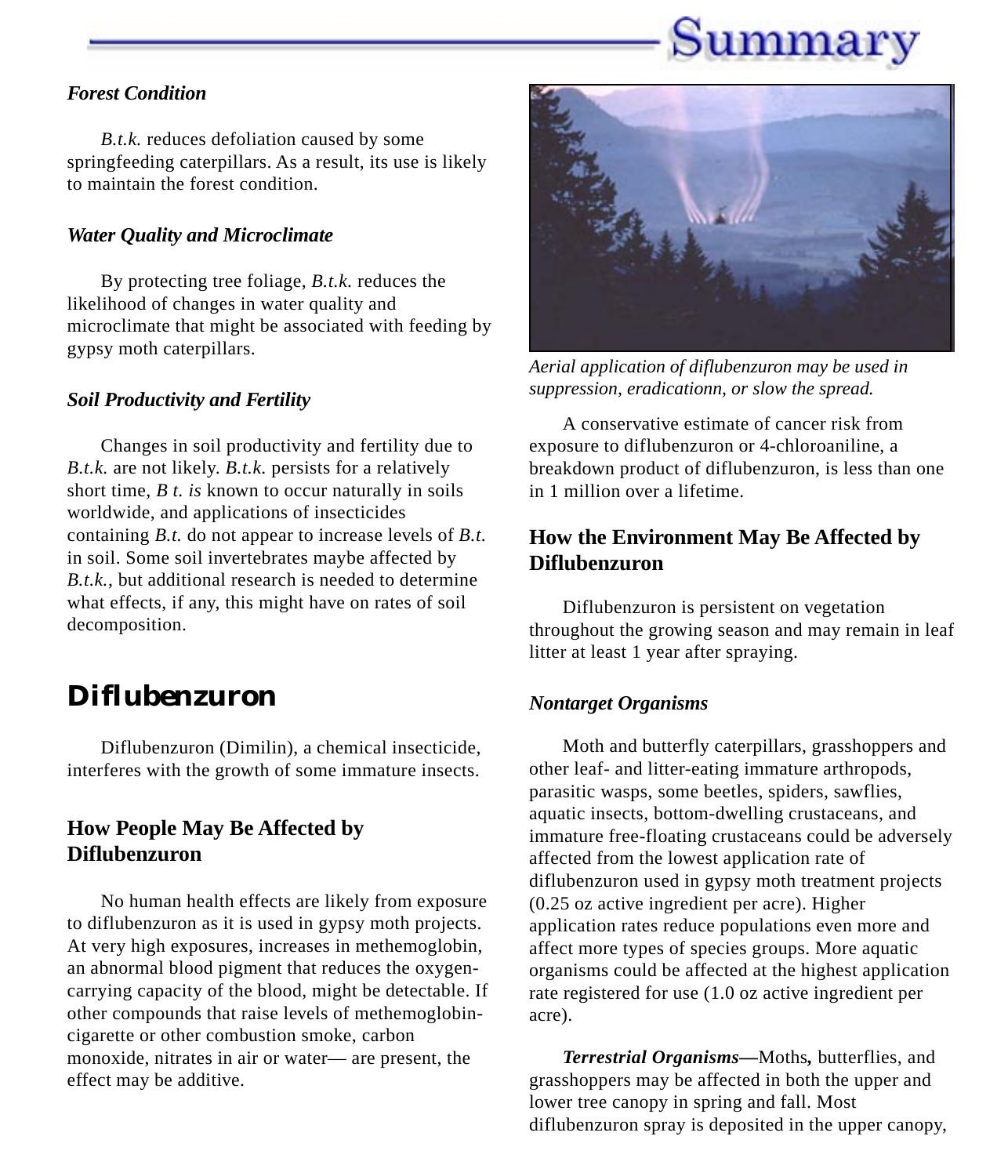### *Forest Condition*

*B.t.k.* reduces defoliation caused by some springfeeding caterpillars. As a result, its use is likely to maintain the forest condition.

### *Water Quality and Microclimate*

By protecting tree foliage, *B.t.k.* reduces the likelihood of changes in water quality and microclimate that might be associated with feeding by gypsy moth caterpillars.

### *Soil Productivity and Fertility*

Changes in soil productivity and fertility due to *B.t.k.* are not likely. *B.t.k.* persists for a relatively short time, *B t. is* known to occur naturally in soils worldwide, and applications of insecticides containing *B.t.* do not appear to increase levels of *B.t.* in soil. Some soil invertebrates maybe affected by *B.t.k.,* but additional research is needed to determine what effects, if any, this might have on rates of soil decomposition.

# Diflubenzuron

Diflubenzuron (Dimilin), a chemical insecticide, interferes with the growth of some immature insects.

## How People May Be Affected by Diflubenzuron

No human health effects are likely from exposure to diflubenzuron as it is used in gypsy moth projects. At very high exposures, increases in methemoglobin, an abnormal blood pigment that reduces the oxygen-carrying capacity of the blood, might be detectable. If other compounds that raise levels of methemoglobin-cigarette or other combustion smoke, carbon monoxide, nitrates in air or water— are present, the effect may be additive.

*Aerial application of diflubenzuron may be used in suppression, eradicationn, or slow the spread.*

A conservative estimate of cancer risk from exposure to diflubenzuron or 4-chloroaniline, a breakdown product of diflubenzuron, is less than one in 1 million over a lifetime.

## How the Environment May Be Affected by Diflubenzuron

Diflubenzuron is persistent on vegetation throughout the growing season and may remain in leaf litter at least 1 year after spraying.

### *Nontarget Organisms*

Moth and butterfly caterpillars, grasshoppers and other leaf- and litter-eating immature arthropods, parasitic wasps, some beetles, spiders, sawflies, aquatic insects, bottom-dwelling crustaceans, and immature free-floating crustaceans could be adversely affected from the lowest application rate of diflubenzuron used in gypsy moth treatment projects (0.25 oz active ingredient per acre). Higher application rates reduce populations even more and affect more types of species groups. More aquatic organisms could be affected at the highest application rate registered for use (1.0 oz active ingredient per acre).

***Terrestrial Organisms—***Moths**,** butterflies, and grasshoppers may be affected in both the upper and lower tree canopy in spring and fall. Most diflubenzuron spray is deposited in the upper canopy,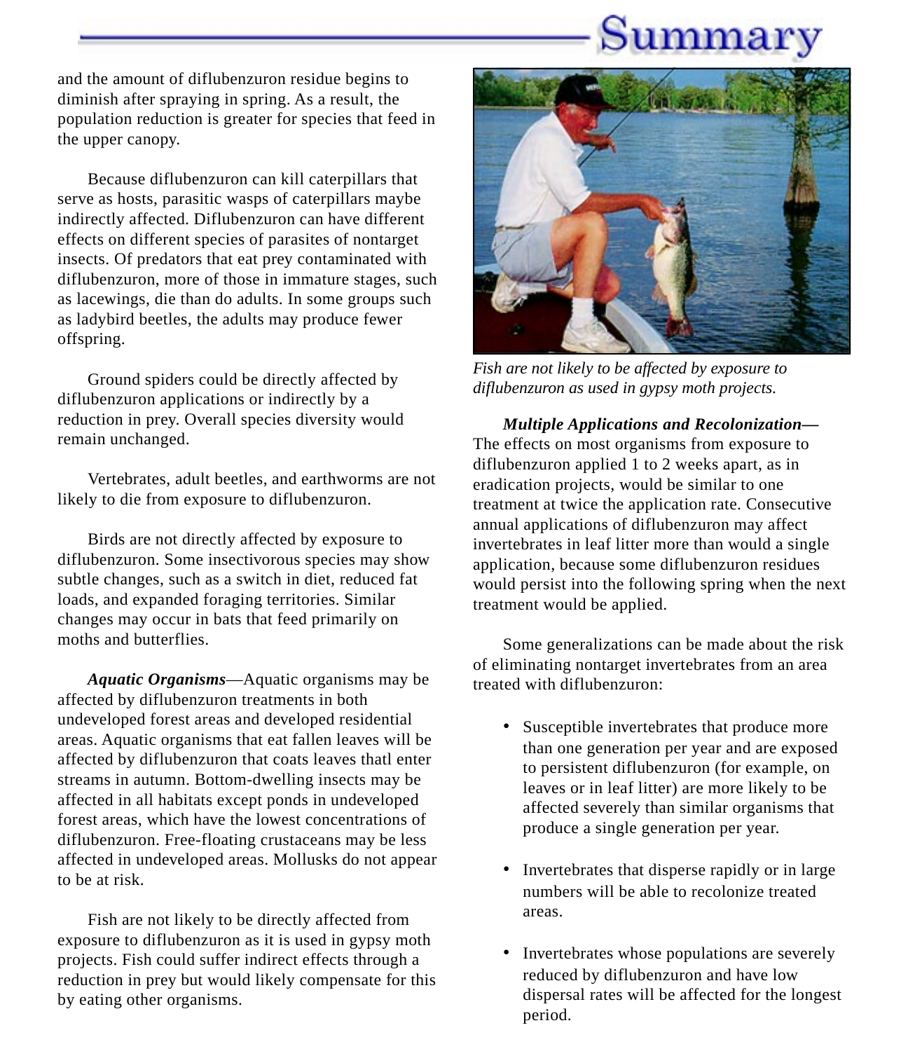and the amount of diflubenzuron residue begins to diminish after spraying in spring. As a result, the population reduction is greater for species that feed in the upper canopy.

Because diflubenzuron can kill caterpillars that serve as hosts, parasitic wasps of caterpillars maybe indirectly affected. Diflubenzuron can have different effects on different species of parasites of nontarget insects. Of predators that eat prey contaminated with diflubenzuron, more of those in immature stages, such as lacewings, die than do adults. In some groups such as ladybird beetles, the adults may produce fewer offspring.

Ground spiders could be directly affected by diflubenzuron applications or indirectly by a reduction in prey. Overall species diversity would remain unchanged.

Vertebrates, adult beetles, and earthworms are not likely to die from exposure to diflubenzuron.

Birds are not directly affected by exposure to diflubenzuron. Some insectivorous species may show subtle changes, such as a switch in diet, reduced fat loads, and expanded foraging territories. Similar changes may occur in bats that feed primarily on moths and butterflies.

***Aquatic Organisms***—Aquatic organisms may be affected by diflubenzuron treatments in both undeveloped forest areas and developed residential areas. Aquatic organisms that eat fallen leaves will be affected by diflubenzuron that coats leaves thatl enter streams in autumn. Bottom-dwelling insects may be affected in all habitats except ponds in undeveloped forest areas, which have the lowest concentrations of diflubenzuron. Free-floating crustaceans may be less affected in undeveloped areas. Mollusks do not appear to be at risk.

Fish are not likely to be directly affected from exposure to diflubenzuron as it is used in gypsy moth projects. Fish could suffer indirect effects through a reduction in prey but would likely compensate for this by eating other organisms.

*Fish are not likely to be affected by exposure to diflubenzuron as used in gypsy moth projects.*

***Multiple Applications and Recolonization***—The effects on most organisms from exposure to diflubenzuron applied 1 to 2 weeks apart, as in eradication projects, would be similar to one treatment at twice the application rate. Consecutive annual applications of diflubenzuron may affect invertebrates in leaf litter more than would a single application, because some diflubenzuron residues would persist into the following spring when the next treatment would be applied.

Some generalizations can be made about the risk of eliminating nontarget invertebrates from an area treated with diflubenzuron:

- Susceptible invertebrates that produce more than one generation per year and are exposed to persistent diflubenzuron (for example, on leaves or in leaf litter) are more likely to be affected severely than similar organisms that produce a single generation per year.
- Invertebrates that disperse rapidly or in large numbers will be able to recolonize treated areas.
- Invertebrates whose populations are severely reduced by diflubenzuron and have low dispersal rates will be affected for the longest period.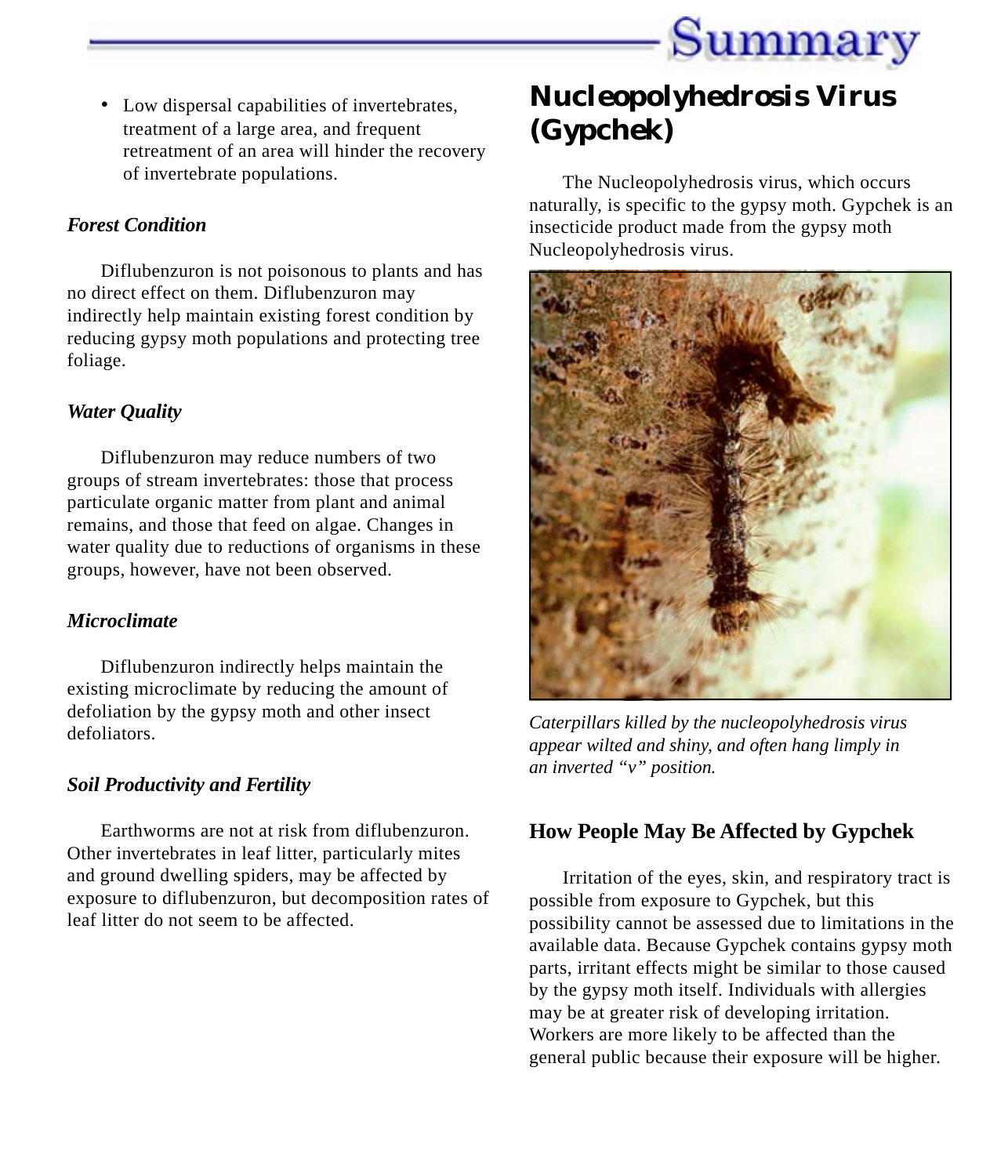- Low dispersal capabilities of invertebrates, treatment of a large area, and frequent retreatment of an area will hinder the recovery of invertebrate populations.

### *Forest Condition*

Diflubenzuron is not poisonous to plants and has no direct effect on them. Diflubenzuron may indirectly help maintain existing forest condition by reducing gypsy moth populations and protecting tree foliage.

### *Water Quality*

Diflubenzuron may reduce numbers of two groups of stream invertebrates: those that process particulate organic matter from plant and animal remains, and those that feed on algae. Changes in water quality due to reductions of organisms in these groups, however, have not been observed.

### *Microclimate*

Diflubenzuron indirectly helps maintain the existing microclimate by reducing the amount of defoliation by the gypsy moth and other insect defoliators.

### *Soil Productivity and Fertility*

Earthworms are not at risk from diflubenzuron. Other invertebrates in leaf litter, particularly mites and ground dwelling spiders, may be affected by exposure to diflubenzuron, but decomposition rates of leaf litter do not seem to be affected.

## Nucleopolyhedrosis Virus (Gypchek)

The Nucleopolyhedrosis virus, which occurs naturally, is specific to the gypsy moth. Gypchek is an insecticide product made from the gypsy moth Nucleopolyhedrosis virus.

*Caterpillars killed by the nucleopolyhedrosis virus appear wilted and shiny, and often hang limply in an inverted "v" position.*

### How People May Be Affected by Gypchek

Irritation of the eyes, skin, and respiratory tract is possible from exposure to Gypchek, but this possibility cannot be assessed due to limitations in the available data. Because Gypchek contains gypsy moth parts, irritant effects might be similar to those caused by the gypsy moth itself. Individuals with allergies may be at greater risk of developing irritation. Workers are more likely to be affected than the general public because their exposure will be higher.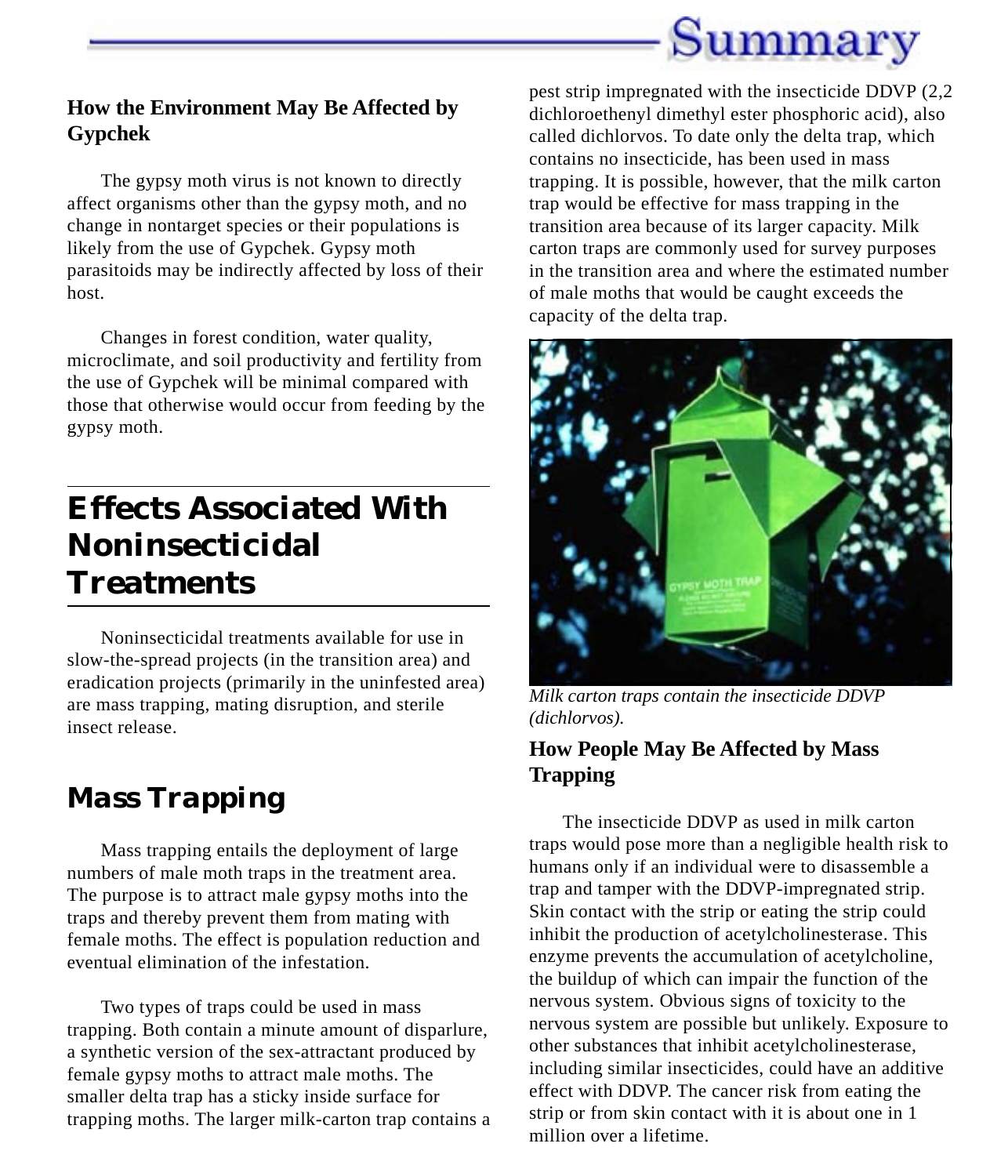### How the Environment May Be Affected by Gypchek

The gypsy moth virus is not known to directly affect organisms other than the gypsy moth, and no change in nontarget species or their populations is likely from the use of Gypchek. Gypsy moth parasitoids may be indirectly affected by loss of their host.

Changes in forest condition, water quality, microclimate, and soil productivity and fertility from the use of Gypchek will be minimal compared with those that otherwise would occur from feeding by the gypsy moth.

# Effects Associated With Noninsecticidal Treatments

Noninsecticidal treatments available for use in slow-the-spread projects (in the transition area) and eradication projects (primarily in the uninfested area) are mass trapping, mating disruption, and sterile insect release.

## Mass Trapping

Mass trapping entails the deployment of large numbers of male moth traps in the treatment area. The purpose is to attract male gypsy moths into the traps and thereby prevent them from mating with female moths. The effect is population reduction and eventual elimination of the infestation.

Two types of traps could be used in mass trapping. Both contain a minute amount of disparlure, a synthetic version of the sex-attractant produced by female gypsy moths to attract male moths. The smaller delta trap has a sticky inside surface for trapping moths. The larger milk-carton trap contains a pest strip impregnated with the insecticide DDVP (2,2 dichloroethenyl dimethyl ester phosphoric acid), also called dichlorvos. To date only the delta trap, which contains no insecticide, has been used in mass trapping. It is possible, however, that the milk carton trap would be effective for mass trapping in the transition area because of its larger capacity. Milk carton traps are commonly used for survey purposes in the transition area and where the estimated number of male moths that would be caught exceeds the capacity of the delta trap.

*Milk carton traps contain the insecticide DDVP (dichlorvos).*

### How People May Be Affected by Mass Trapping

The insecticide DDVP as used in milk carton traps would pose more than a negligible health risk to humans only if an individual were to disassemble a trap and tamper with the DDVP-impregnated strip. Skin contact with the strip or eating the strip could inhibit the production of acetylcholinesterase. This enzyme prevents the accumulation of acetylcholine, the buildup of which can impair the function of the nervous system. Obvious signs of toxicity to the nervous system are possible but unlikely. Exposure to other substances that inhibit acetylcholinesterase, including similar insecticides, could have an additive effect with DDVP. The cancer risk from eating the strip or from skin contact with it is about one in 1 million over a lifetime.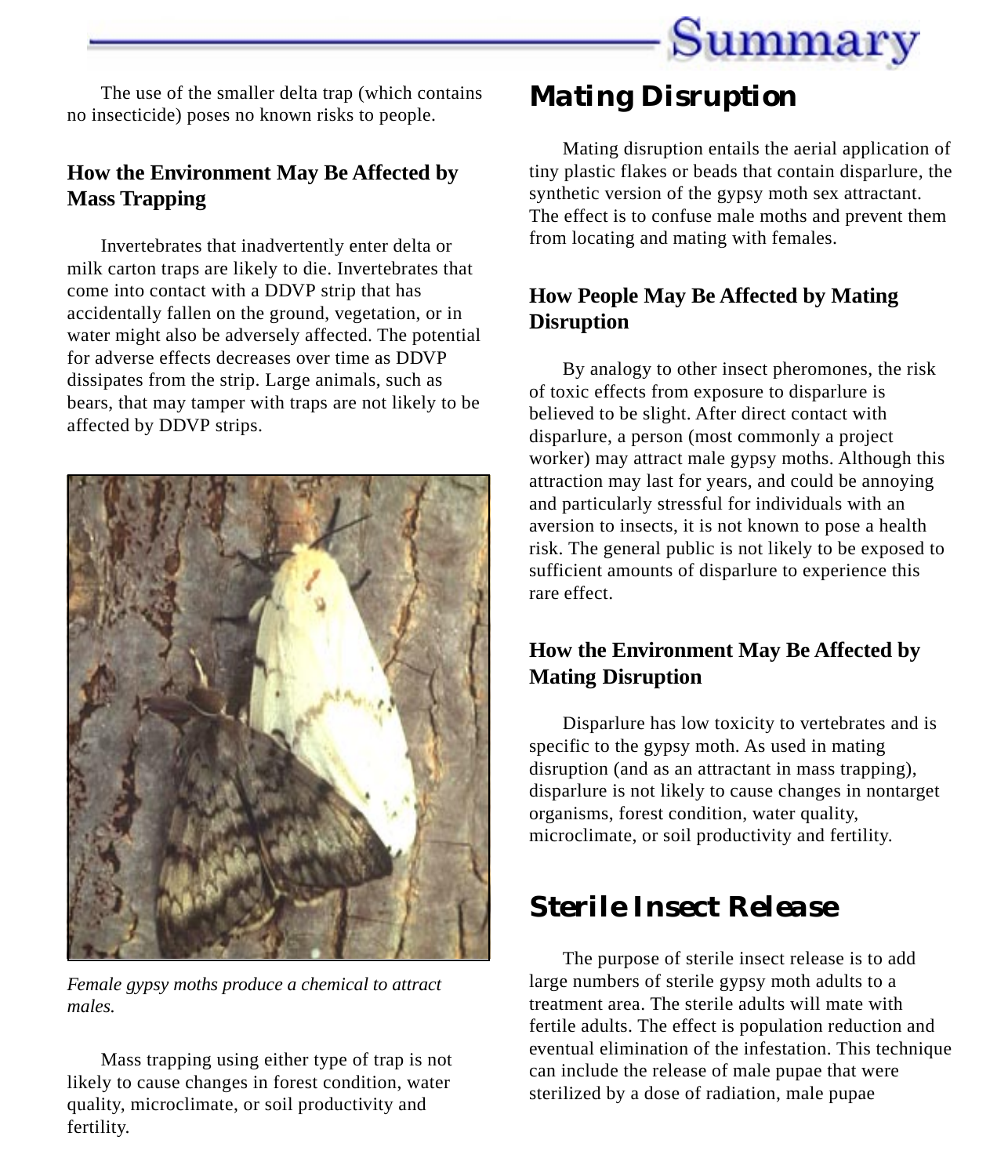The use of the smaller delta trap (which contains no insecticide) poses no known risks to people.

### How the Environment May Be Affected by Mass Trapping

Invertebrates that inadvertently enter delta or milk carton traps are likely to die. Invertebrates that come into contact with a DDVP strip that has accidentally fallen on the ground, vegetation, or in water might also be adversely affected. The potential for adverse effects decreases over time as DDVP dissipates from the strip. Large animals, such as bears, that may tamper with traps are not likely to be affected by DDVP strips.

*Female gypsy moths produce a chemical to attract males.*

Mass trapping using either type of trap is not likely to cause changes in forest condition, water quality, microclimate, or soil productivity and fertility.

## Mating Disruption

Mating disruption entails the aerial application of tiny plastic flakes or beads that contain disparlure, the synthetic version of the gypsy moth sex attractant. The effect is to confuse male moths and prevent them from locating and mating with females.

### How People May Be Affected by Mating Disruption

By analogy to other insect pheromones, the risk of toxic effects from exposure to disparlure is believed to be slight. After direct contact with disparlure, a person (most commonly a project worker) may attract male gypsy moths. Although this attraction may last for years, and could be annoying and particularly stressful for individuals with an aversion to insects, it is not known to pose a health risk. The general public is not likely to be exposed to sufficient amounts of disparlure to experience this rare effect.

### How the Environment May Be Affected by Mating Disruption

Disparlure has low toxicity to vertebrates and is specific to the gypsy moth. As used in mating disruption (and as an attractant in mass trapping), disparlure is not likely to cause changes in nontarget organisms, forest condition, water quality, microclimate, or soil productivity and fertility.

## Sterile Insect Release

The purpose of sterile insect release is to add large numbers of sterile gypsy moth adults to a treatment area. The sterile adults will mate with fertile adults. The effect is population reduction and eventual elimination of the infestation. This technique can include the release of male pupae that were sterilized by a dose of radiation, male pupae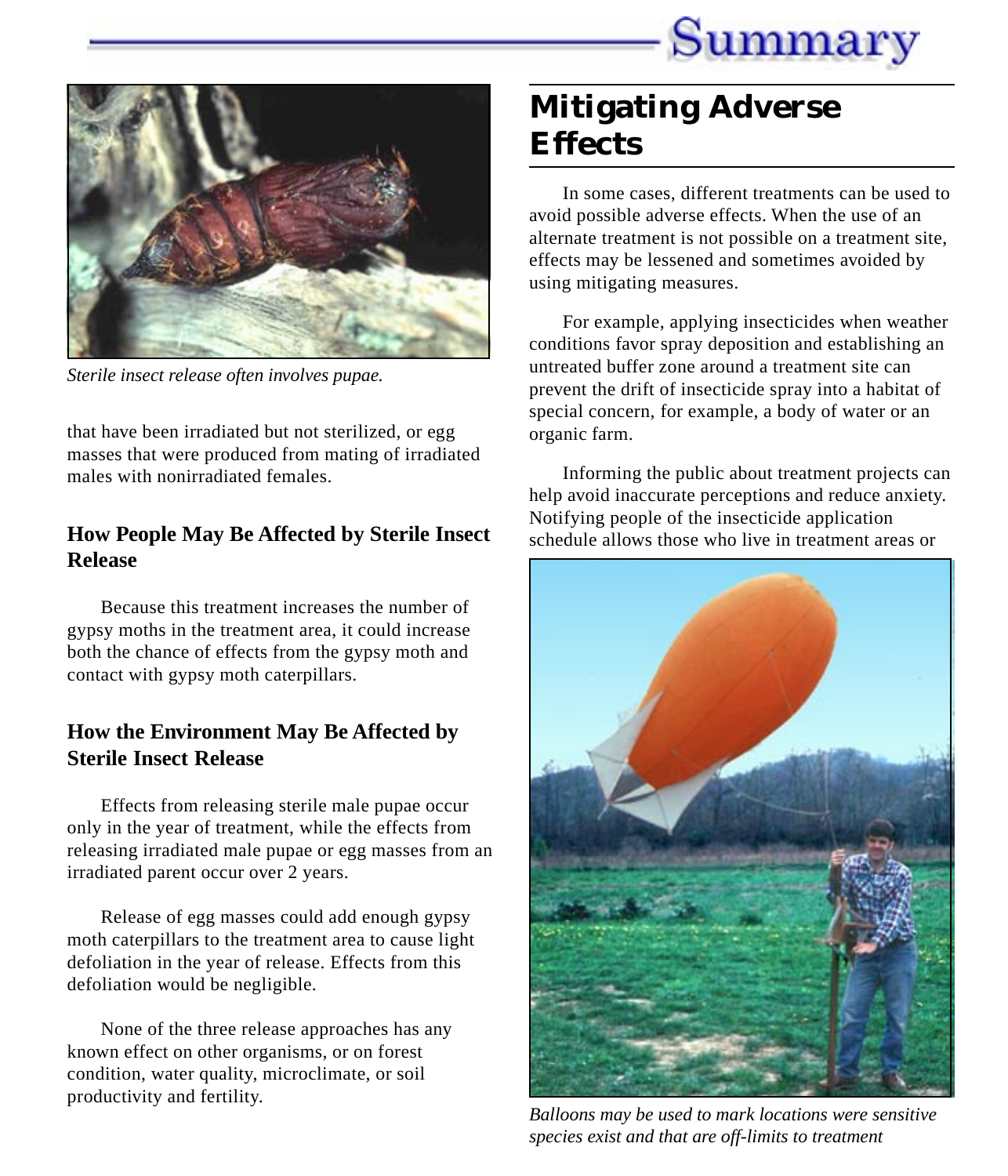*Sterile insect release often involves pupae.*

that have been irradiated but not sterilized, or egg masses that were produced from mating of irradiated males with nonirradiated females.

### How People May Be Affected by Sterile Insect Release

Because this treatment increases the number of gypsy moths in the treatment area, it could increase both the chance of effects from the gypsy moth and contact with gypsy moth caterpillars.

### How the Environment May Be Affected by Sterile Insect Release

Effects from releasing sterile male pupae occur only in the year of treatment, while the effects from releasing irradiated male pupae or egg masses from an irradiated parent occur over 2 years.

Release of egg masses could add enough gypsy moth caterpillars to the treatment area to cause light defoliation in the year of release. Effects from this defoliation would be negligible.

None of the three release approaches has any known effect on other organisms, or on forest condition, water quality, microclimate, or soil productivity and fertility.

## Mitigating Adverse Effects

In some cases, different treatments can be used to avoid possible adverse effects. When the use of an alternate treatment is not possible on a treatment site, effects may be lessened and sometimes avoided by using mitigating measures.

For example, applying insecticides when weather conditions favor spray deposition and establishing an untreated buffer zone around a treatment site can prevent the drift of insecticide spray into a habitat of special concern, for example, a body of water or an organic farm.

Informing the public about treatment projects can help avoid inaccurate perceptions and reduce anxiety. Notifying people of the insecticide application schedule allows those who live in treatment areas or

*Balloons may be used to mark locations were sensitive species exist and that are off-limits to treatment*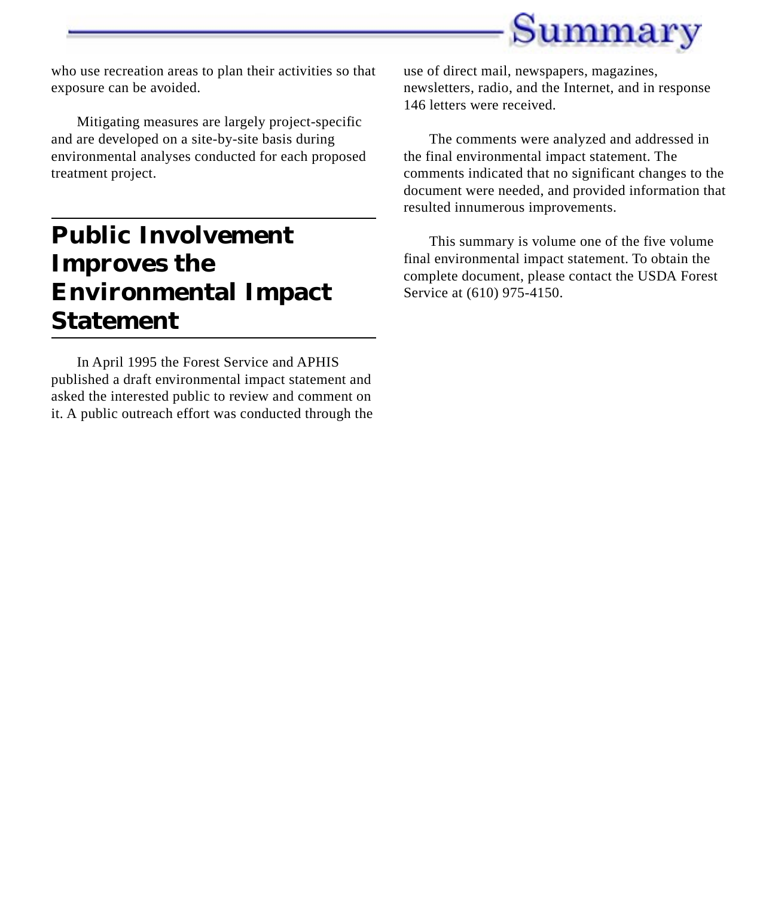who use recreation areas to plan their activities so that exposure can be avoided.

Mitigating measures are largely project-specific and are developed on a site-by-site basis during environmental analyses conducted for each proposed treatment project.

## Public Involvement Improves the Environmental Impact Statement

In April 1995 the Forest Service and APHIS published a draft environmental impact statement and asked the interested public to review and comment on it. A public outreach effort was conducted through the use of direct mail, newspapers, magazines, newsletters, radio, and the Internet, and in response 146 letters were received.

The comments were analyzed and addressed in the final environmental impact statement. The comments indicated that no significant changes to the document were needed, and provided information that resulted innumerous improvements.

This summary is volume one of the five volume final environmental impact statement. To obtain the complete document, please contact the USDA Forest Service at (610) 975-4150.